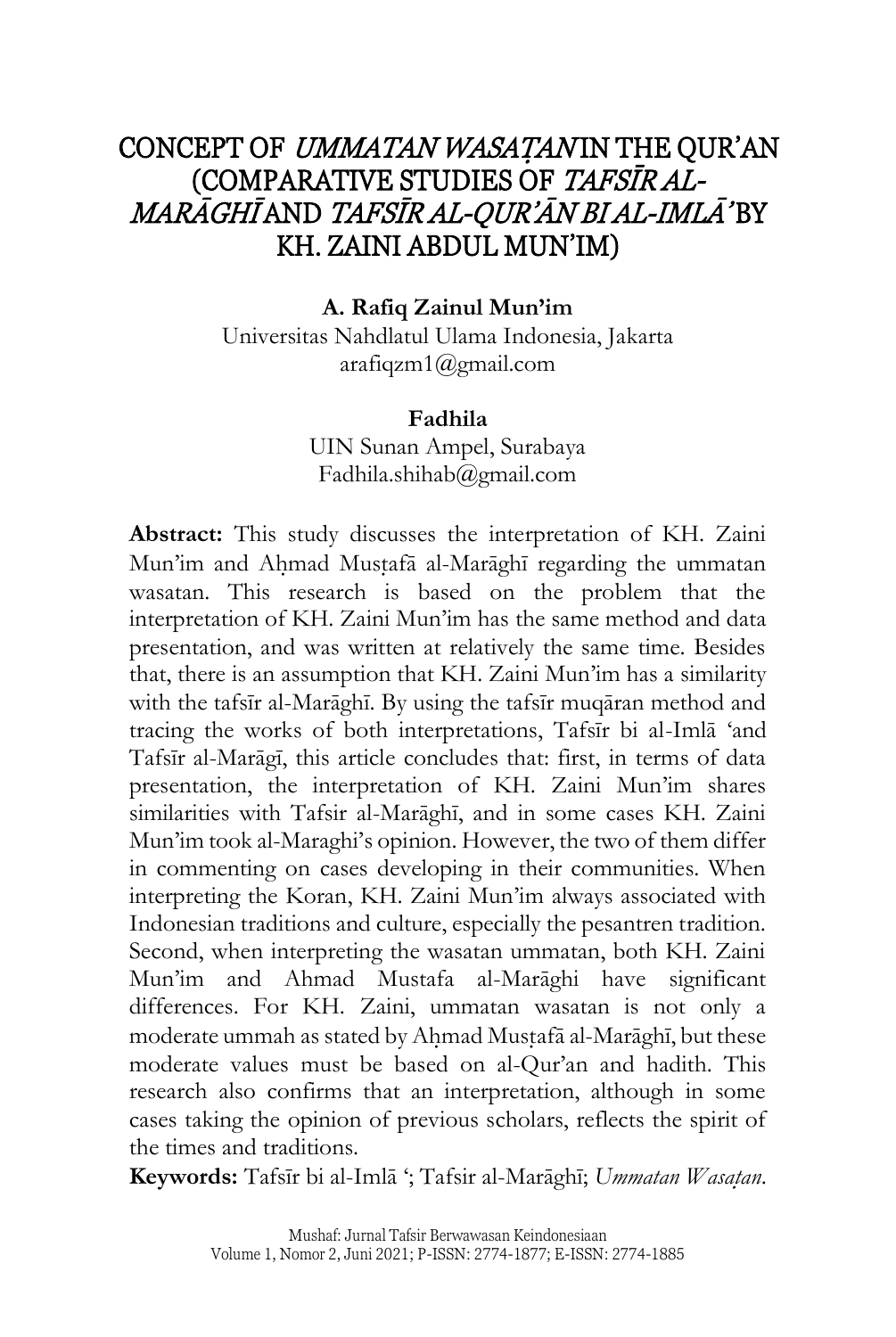# CONCEPT OF *UMMATAN WASAṬAN* IN THE QUR'AN (COMPARATIVE STUDIES OF *TAFSĪR AL-MARĀGHĪ* AND *TAFSĪR AL-QUR'ĀN BI AL-IMLĀ'* BY KH. ZAINI ABDUL MUN'IM)

**A. Rafiq Zainul Mun'im**
Universitas Nahdlatul Ulama Indonesia, Jakarta
arafiqzm1@gmail.com

**Fadhila**
UIN Sunan Ampel, Surabaya
Fadhila.shihab@gmail.com

**Abstract:** This study discusses the interpretation of KH. Zaini Mun'im and Aḥmad Musṭafā al-Marāghī regarding the ummatan wasatan. This research is based on the problem that the interpretation of KH. Zaini Mun'im has the same method and data presentation, and was written at relatively the same time. Besides that, there is an assumption that KH. Zaini Mun'im has a similarity with the tafsīr al-Marāghī. By using the tafsīr muqāran method and tracing the works of both interpretations, Tafsīr bi al-Imlā 'and Tafsīr al-Marāgī, this article concludes that: first, in terms of data presentation, the interpretation of KH. Zaini Mun'im shares similarities with Tafsir al-Marāghī, and in some cases KH. Zaini Mun'im took al-Maraghi's opinion. However, the two of them differ in commenting on cases developing in their communities. When interpreting the Koran, KH. Zaini Mun'im always associated with Indonesian traditions and culture, especially the pesantren tradition. Second, when interpreting the wasatan ummatan, both KH. Zaini Mun'im and Ahmad Mustafa al-Marāghi have significant differences. For KH. Zaini, ummatan wasatan is not only a moderate ummah as stated by Aḥmad Musṭafā al-Marāghī, but these moderate values must be based on al-Qur'an and hadith. This research also confirms that an interpretation, although in some cases taking the opinion of previous scholars, reflects the spirit of the times and traditions.

**Keywords:** Tafsīr bi al-Imlā '; Tafsir al-Marāghī; *Ummatan Wasaṭan*.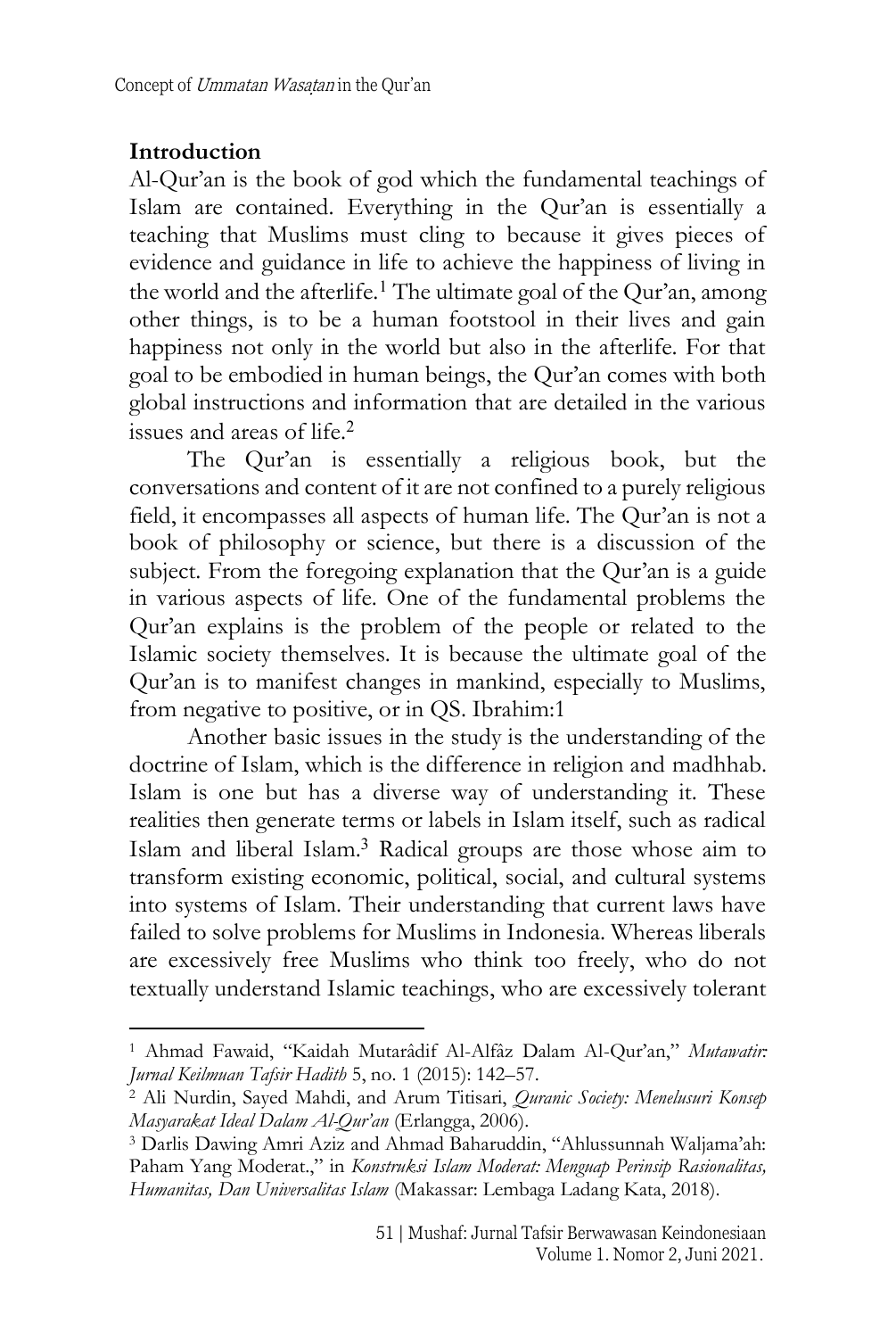## Introduction

Al-Qur'an is the book of god which the fundamental teachings of Islam are contained. Everything in the Qur'an is essentially a teaching that Muslims must cling to because it gives pieces of evidence and guidance in life to achieve the happiness of living in the world and the afterlife.[1] The ultimate goal of the Qur'an, among other things, is to be a human footstool in their lives and gain happiness not only in the world but also in the afterlife. For that goal to be embodied in human beings, the Qur'an comes with both global instructions and information that are detailed in the various issues and areas of life.[2]

The Qur'an is essentially a religious book, but the conversations and content of it are not confined to a purely religious field, it encompasses all aspects of human life. The Qur'an is not a book of philosophy or science, but there is a discussion of the subject. From the foregoing explanation that the Qur'an is a guide in various aspects of life. One of the fundamental problems the Qur'an explains is the problem of the people or related to the Islamic society themselves. It is because the ultimate goal of the Qur'an is to manifest changes in mankind, especially to Muslims, from negative to positive, or in QS. Ibrahim:1

Another basic issues in the study is the understanding of the doctrine of Islam, which is the difference in religion and madhhab. Islam is one but has a diverse way of understanding it. These realities then generate terms or labels in Islam itself, such as radical Islam and liberal Islam.[3] Radical groups are those whose aim to transform existing economic, political, social, and cultural systems into systems of Islam. Their understanding that current laws have failed to solve problems for Muslims in Indonesia. Whereas liberals are excessively free Muslims who think too freely, who do not textually understand Islamic teachings, who are excessively tolerant

---

[1] Ahmad Fawaid, "Kaidah Mutarâdif Al-Alfâz Dalam Al-Qur'an," *Mutawatir: Jurnal Keilmuan Tafsir Hadith* 5, no. 1 (2015): 142–57.

[2] Ali Nurdin, Sayed Mahdi, and Arum Titisari, *Quranic Society: Menelusuri Konsep Masyarakat Ideal Dalam Al-Qur'an* (Erlangga, 2006).

[3] Darlis Dawing Amri Aziz and Ahmad Baharuddin, "Ahlussunnah Waljama'ah: Paham Yang Moderat.," in *Konstruksi Islam Moderat: Menguap Perinsip Rasionalitas, Humanitas, Dan Universalitas Islam* (Makassar: Lembaga Ladang Kata, 2018).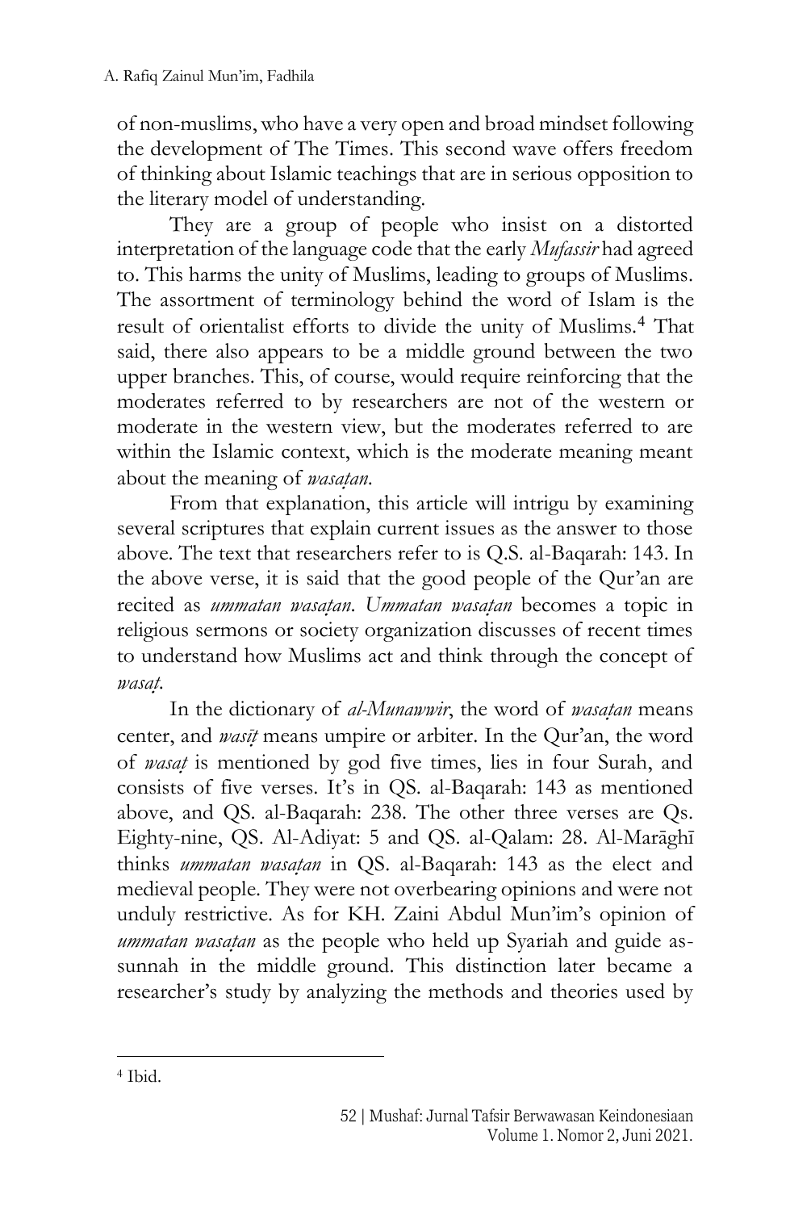of non-muslims, who have a very open and broad mindset following the development of The Times. This second wave offers freedom of thinking about Islamic teachings that are in serious opposition to the literary model of understanding.

They are a group of people who insist on a distorted interpretation of the language code that the early *Mufassir* had agreed to. This harms the unity of Muslims, leading to groups of Muslims. The assortment of terminology behind the word of Islam is the result of orientalist efforts to divide the unity of Muslims.[4] That said, there also appears to be a middle ground between the two upper branches. This, of course, would require reinforcing that the moderates referred to by researchers are not of the western or moderate in the western view, but the moderates referred to are within the Islamic context, which is the moderate meaning meant about the meaning of *wasaṭan*.

From that explanation, this article will intrigu by examining several scriptures that explain current issues as the answer to those above. The text that researchers refer to is Q.S. al-Baqarah: 143. In the above verse, it is said that the good people of the Qur'an are recited as *ummatan wasaṭan*. *Ummatan wasaṭan* becomes a topic in religious sermons or society organization discusses of recent times to understand how Muslims act and think through the concept of *wasaṭ*.

In the dictionary of *al-Munawwir*, the word of *wasaṭan* means center, and *wasīṭ* means umpire or arbiter. In the Qur'an, the word of *wasaṭ* is mentioned by god five times, lies in four Surah, and consists of five verses. It's in QS. al-Baqarah: 143 as mentioned above, and QS. al-Baqarah: 238. The other three verses are Qs. Eighty-nine, QS. Al-Adiyat: 5 and QS. al-Qalam: 28. Al-Marāghī thinks *ummatan wasaṭan* in QS. al-Baqarah: 143 as the elect and medieval people. They were not overbearing opinions and were not unduly restrictive. As for KH. Zaini Abdul Mun'im's opinion of *ummatan wasaṭan* as the people who held up Syariah and guide as-sunnah in the middle ground. This distinction later became a researcher's study by analyzing the methods and theories used by

---

[4] Ibid.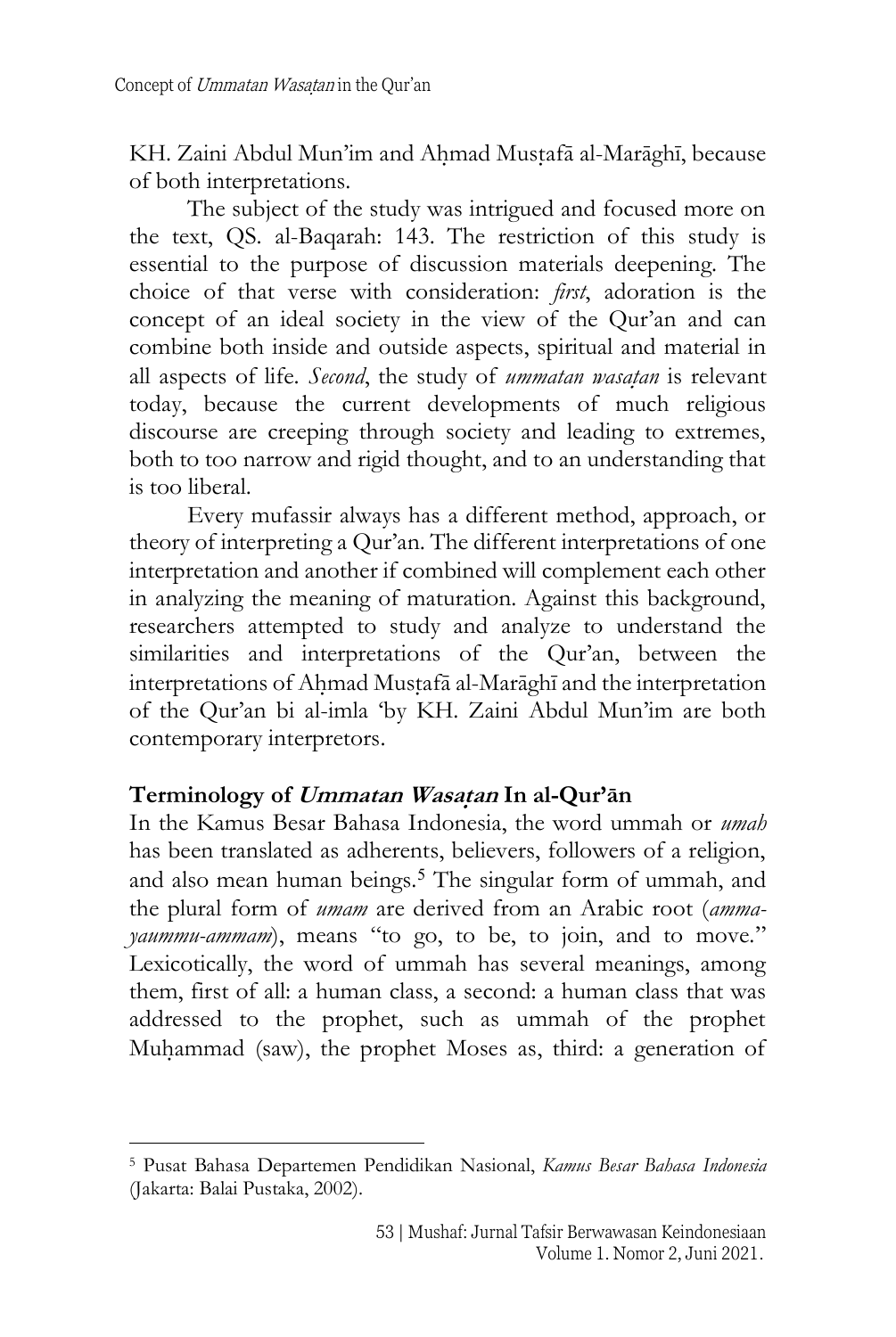KH. Zaini Abdul Mun'im and Aḥmad Musṭafā al-Marāghī, because of both interpretations.

The subject of the study was intrigued and focused more on the text, QS. al-Baqarah: 143. The restriction of this study is essential to the purpose of discussion materials deepening. The choice of that verse with consideration: *first*, adoration is the concept of an ideal society in the view of the Qur'an and can combine both inside and outside aspects, spiritual and material in all aspects of life. *Second*, the study of *ummatan wasaṭan* is relevant today, because the current developments of much religious discourse are creeping through society and leading to extremes, both to too narrow and rigid thought, and to an understanding that is too liberal.

Every mufassir always has a different method, approach, or theory of interpreting a Qur'an. The different interpretations of one interpretation and another if combined will complement each other in analyzing the meaning of maturation. Against this background, researchers attempted to study and analyze to understand the similarities and interpretations of the Qur'an, between the interpretations of Aḥmad Musṭafā al-Marāghī and the interpretation of the Qur'an bi al-imla 'by KH. Zaini Abdul Mun'im are both contemporary interpretors.

## Terminology of *Ummatan Wasaṭan* In al-Qur'ān

In the Kamus Besar Bahasa Indonesia, the word ummah or *umah* has been translated as adherents, believers, followers of a religion, and also mean human beings.[5] The singular form of ummah, and the plural form of *umam* are derived from an Arabic root (*amma-yaummu-ammam*), means "to go, to be, to join, and to move." Lexicotically, the word of ummah has several meanings, among them, first of all: a human class, a second: a human class that was addressed to the prophet, such as ummah of the prophet Muḥammad (saw), the prophet Moses as, third: a generation of

---

[5] Pusat Bahasa Departemen Pendidikan Nasional, *Kamus Besar Bahasa Indonesia* (Jakarta: Balai Pustaka, 2002).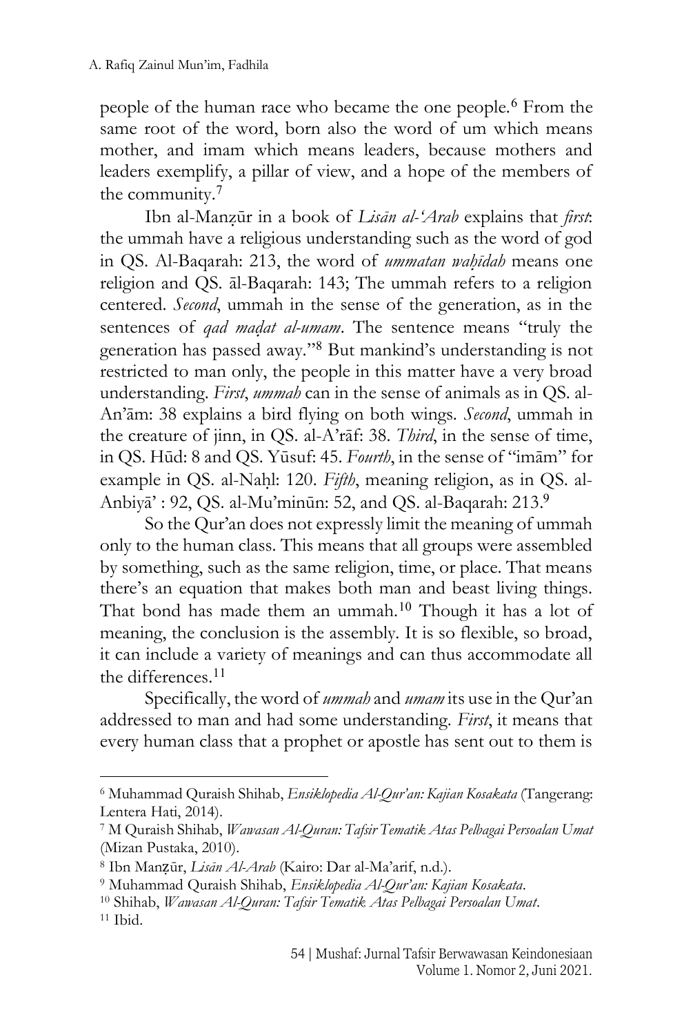people of the human race who became the one people.[6] From the same root of the word, born also the word of um which means mother, and imam which means leaders, because mothers and leaders exemplify, a pillar of view, and a hope of the members of the community.[7]

Ibn al-Manẓūr in a book of *Lisān al-'Arab* explains that *first*: the ummah have a religious understanding such as the word of god in QS. Al-Baqarah: 213, the word of *ummatan waḥīdah* means one religion and QS. āl-Baqarah: 143; The ummah refers to a religion centered. *Second*, ummah in the sense of the generation, as in the sentences of *qad maḍat al-umam*. The sentence means "truly the generation has passed away."[8] But mankind's understanding is not restricted to man only, the people in this matter have a very broad understanding. *First*, *ummah* can in the sense of animals as in QS. al-An'ām: 38 explains a bird flying on both wings. *Second*, ummah in the creature of jinn, in QS. al-A'rāf: 38. *Third*, in the sense of time, in QS. Hūd: 8 and QS. Yūsuf: 45. *Fourth*, in the sense of "imām" for example in QS. al-Naḥl: 120. *Fifth*, meaning religion, as in QS. al-Anbiyā' : 92, QS. al-Mu'minūn: 52, and QS. al-Baqarah: 213.[9]

So the Qur'an does not expressly limit the meaning of ummah only to the human class. This means that all groups were assembled by something, such as the same religion, time, or place. That means there's an equation that makes both man and beast living things. That bond has made them an ummah.[10] Though it has a lot of meaning, the conclusion is the assembly. It is so flexible, so broad, it can include a variety of meanings and can thus accommodate all the differences.[11]

Specifically, the word of *ummah* and *umam* its use in the Qur'an addressed to man and had some understanding. *First*, it means that every human class that a prophet or apostle has sent out to them is

---

[6] Muhammad Quraish Shihab, *Ensiklopedia Al-Qur'an: Kajian Kosakata* (Tangerang: Lentera Hati, 2014).

[7] M Quraish Shihab, *Wawasan Al-Quran: Tafsir Tematik Atas Pelbagai Persoalan Umat* (Mizan Pustaka, 2010).

[8] Ibn Manẓūr, *Lisān Al-Arab* (Kairo: Dar al-Ma'arif, n.d.).

[9] Muhammad Quraish Shihab, *Ensiklopedia Al-Qur'an: Kajian Kosakata*.

[10] Shihab, *Wawasan Al-Quran: Tafsir Tematik Atas Pelbagai Persoalan Umat*.

[11] Ibid.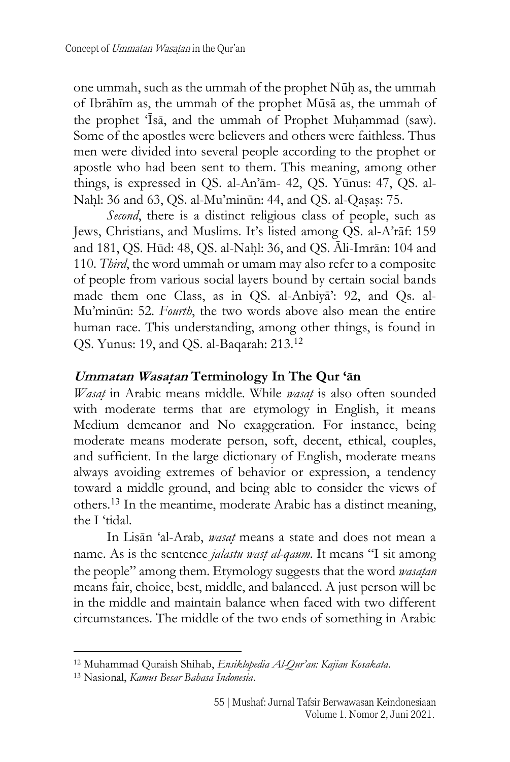one ummah, such as the ummah of the prophet Nūḥ as, the ummah of Ibrāhīm as, the ummah of the prophet Mūsā as, the ummah of the prophet 'Īsā, and the ummah of Prophet Muḥammad (saw). Some of the apostles were believers and others were faithless. Thus men were divided into several people according to the prophet or apostle who had been sent to them. This meaning, among other things, is expressed in QS. al-An'ām- 42, QS. Yūnus: 47, QS. al-Naḥl: 36 and 63, QS. al-Mu'minūn: 44, and QS. al-Qaṣaṣ: 75.

*Second*, there is a distinct religious class of people, such as Jews, Christians, and Muslims. It's listed among QS. al-A'rāf: 159 and 181, QS. Hūd: 48, QS. al-Naḥl: 36, and QS. Āli-Imrān: 104 and 110. *Third*, the word ummah or umam may also refer to a composite of people from various social layers bound by certain social bands made them one Class, as in QS. al-Anbiyā': 92, and Qs. al-Mu'minūn: 52. *Fourth*, the two words above also mean the entire human race. This understanding, among other things, is found in QS. Yunus: 19, and QS. al-Baqarah: 213.[12]

## *Ummatan Wasaṭan* Terminology In The Qur 'ān

*Wasaṭ* in Arabic means middle. While *wasaṭ* is also often sounded with moderate terms that are etymology in English, it means Medium demeanor and No exaggeration. For instance, being moderate means moderate person, soft, decent, ethical, couples, and sufficient. In the large dictionary of English, moderate means always avoiding extremes of behavior or expression, a tendency toward a middle ground, and being able to consider the views of others.[13] In the meantime, moderate Arabic has a distinct meaning, the I 'tidal.

In Lisān 'al-Arab, *wasaṭ* means a state and does not mean a name. As is the sentence *jalastu wasṭ al-qaum*. It means "I sit among the people" among them. Etymology suggests that the word *wasaṭan* means fair, choice, best, middle, and balanced. A just person will be in the middle and maintain balance when faced with two different circumstances. The middle of the two ends of something in Arabic

---

[12] Muhammad Quraish Shihab, *Ensiklopedia Al-Qur'an: Kajian Kosakata*.

[13] Nasional, *Kamus Besar Bahasa Indonesia*.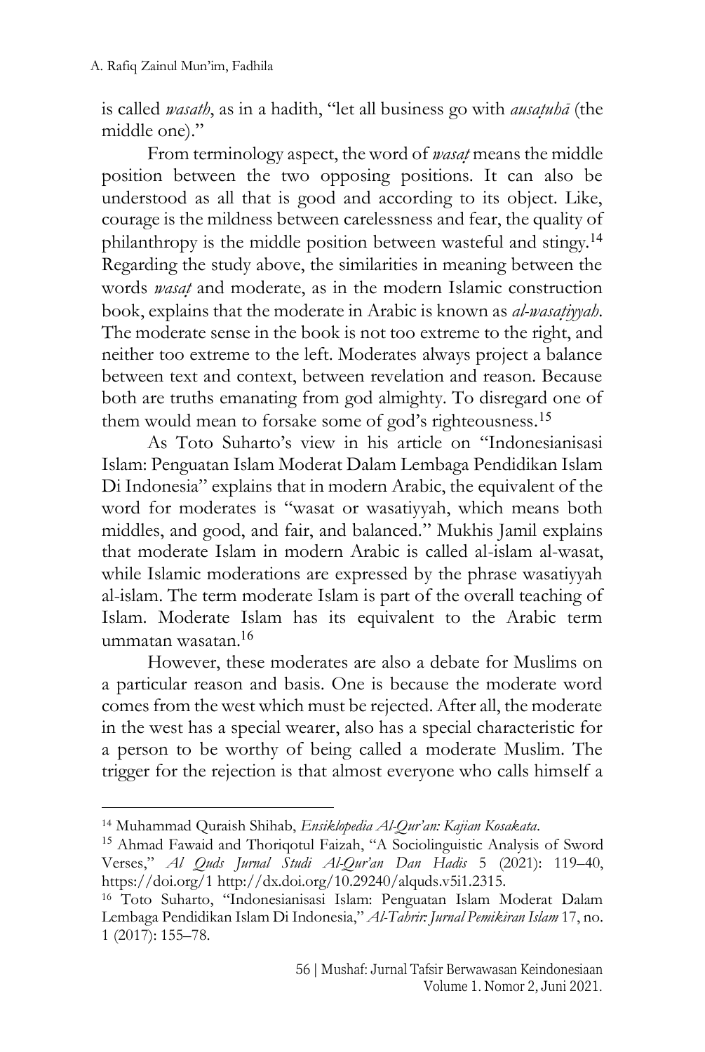is called *wasath*, as in a hadith, "let all business go with *ausaṭuhā* (the middle one)."

From terminology aspect, the word of *wasaṭ* means the middle position between the two opposing positions. It can also be understood as all that is good and according to its object. Like, courage is the mildness between carelessness and fear, the quality of philanthropy is the middle position between wasteful and stingy.[14] Regarding the study above, the similarities in meaning between the words *wasaṭ* and moderate, as in the modern Islamic construction book, explains that the moderate in Arabic is known as *al-wasaṭiyyah*. The moderate sense in the book is not too extreme to the right, and neither too extreme to the left. Moderates always project a balance between text and context, between revelation and reason. Because both are truths emanating from god almighty. To disregard one of them would mean to forsake some of god's righteousness.[15]

As Toto Suharto's view in his article on "Indonesianisasi Islam: Penguatan Islam Moderat Dalam Lembaga Pendidikan Islam Di Indonesia" explains that in modern Arabic, the equivalent of the word for moderates is "wasat or wasatiyyah, which means both middles, and good, and fair, and balanced." Mukhis Jamil explains that moderate Islam in modern Arabic is called al-islam al-wasat, while Islamic moderations are expressed by the phrase wasatiyyah al-islam. The term moderate Islam is part of the overall teaching of Islam. Moderate Islam has its equivalent to the Arabic term ummatan wasatan.[16]

However, these moderates are also a debate for Muslims on a particular reason and basis. One is because the moderate word comes from the west which must be rejected. After all, the moderate in the west has a special wearer, also has a special characteristic for a person to be worthy of being called a moderate Muslim. The trigger for the rejection is that almost everyone who calls himself a

---

[14] Muhammad Quraish Shihab, *Ensiklopedia Al-Qur'an: Kajian Kosakata*.

[15] Ahmad Fawaid and Thoriqotul Faizah, "A Sociolinguistic Analysis of Sword Verses," *Al Quds Jurnal Studi Al-Qur'an Dan Hadis* 5 (2021): 119–40, https://doi.org/1 http://dx.doi.org/10.29240/alquds.v5i1.2315.

[16] Toto Suharto, "Indonesianisasi Islam: Penguatan Islam Moderat Dalam Lembaga Pendidikan Islam Di Indonesia," *Al-Tahrir: Jurnal Pemikiran Islam* 17, no. 1 (2017): 155–78.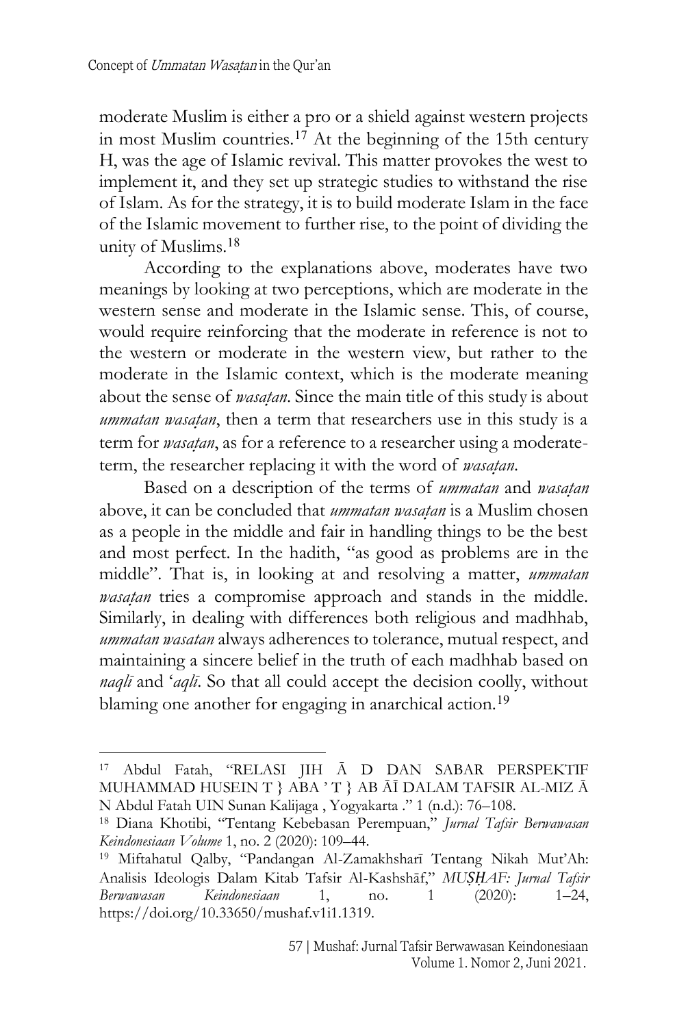moderate Muslim is either a pro or a shield against western projects in most Muslim countries.[17] At the beginning of the 15th century H, was the age of Islamic revival. This matter provokes the west to implement it, and they set up strategic studies to withstand the rise of Islam. As for the strategy, it is to build moderate Islam in the face of the Islamic movement to further rise, to the point of dividing the unity of Muslims.[18]

According to the explanations above, moderates have two meanings by looking at two perceptions, which are moderate in the western sense and moderate in the Islamic sense. This, of course, would require reinforcing that the moderate in reference is not to the western or moderate in the western view, but rather to the moderate in the Islamic context, which is the moderate meaning about the sense of *wasaṭan*. Since the main title of this study is about *ummatan wasaṭan*, then a term that researchers use in this study is a term for *wasaṭan*, as for a reference to a researcher using a moderate-term, the researcher replacing it with the word of *wasaṭan*.

Based on a description of the terms of *ummatan* and *wasaṭan* above, it can be concluded that *ummatan wasaṭan* is a Muslim chosen as a people in the middle and fair in handling things to be the best and most perfect. In the hadith, "as good as problems are in the middle". That is, in looking at and resolving a matter, *ummatan wasaṭan* tries a compromise approach and stands in the middle. Similarly, in dealing with differences both religious and madhhab, *ummatan wasatan* always adherences to tolerance, mutual respect, and maintaining a sincere belief in the truth of each madhhab based on *naqlī* and '*aqlī*. So that all could accept the decision coolly, without blaming one another for engaging in anarchical action.[19]

---

[17] Abdul Fatah, "RELASI JIH Ā D DAN SABAR PERSPEKTIF MUHAMMAD HUSEIN T } ABA ' T } AB ĀĪ DALAM TAFSIR AL-MIZ Ā N Abdul Fatah UIN Sunan Kalijaga , Yogyakarta ." 1 (n.d.): 76–108.

[18] Diana Khotibi, "Tentang Kebebasan Perempuan," *Jurnal Tafsir Berwawasan Keindonesiaan Volume* 1, no. 2 (2020): 109–44.

[19] Miftahatul Qalby, "Pandangan Al-Zamakhsharī Tentang Nikah Mut'Ah: Analisis Ideologis Dalam Kitab Tafsir Al-Kashshāf," *MUṢḤAF: Jurnal Tafsir Berwawasan Keindonesiaan* 1, no. 1 (2020): 1–24, https://doi.org/10.33650/mushaf.v1i1.1319.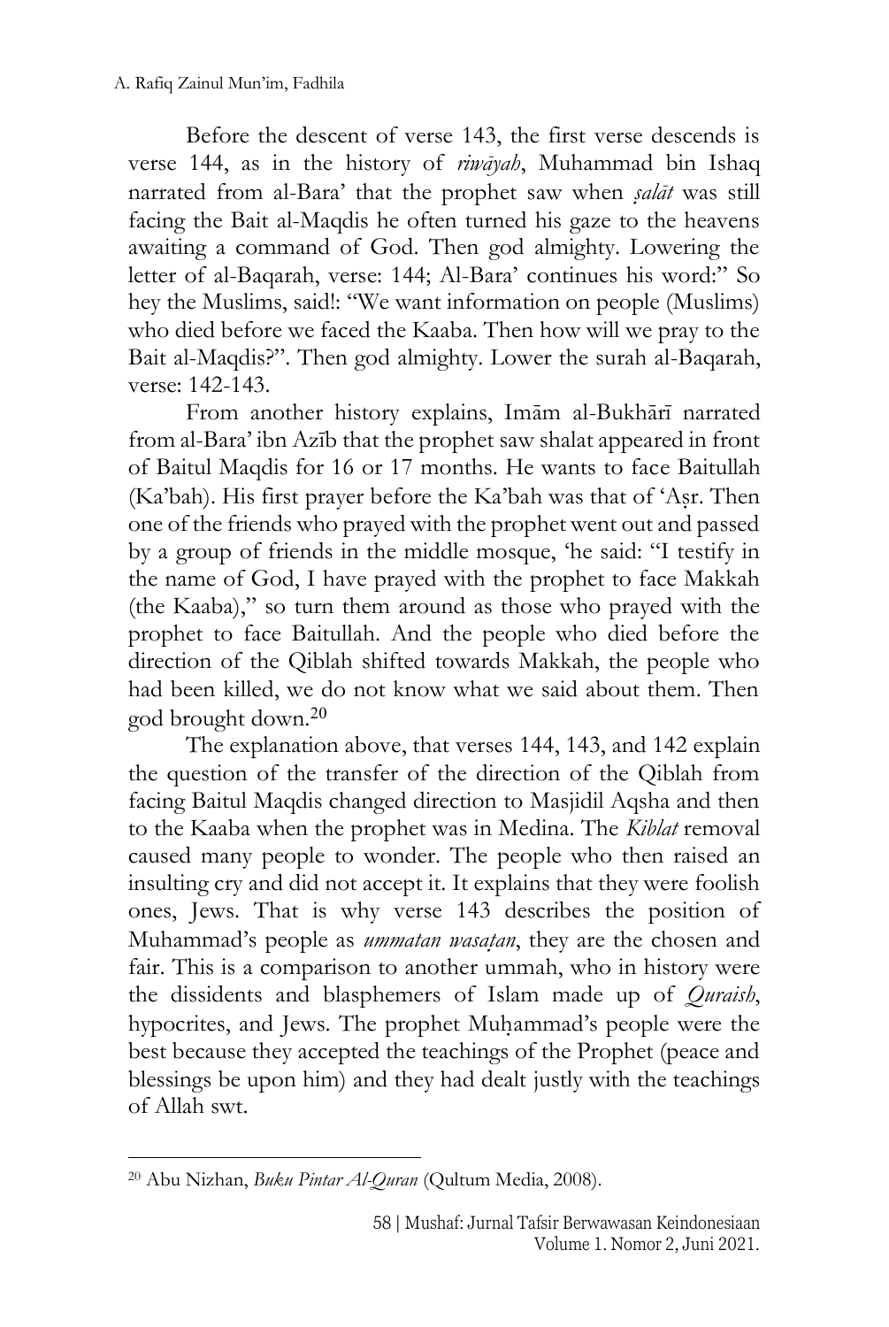Before the descent of verse 143, the first verse descends is verse 144, as in the history of *riwāyah*, Muhammad bin Ishaq narrated from al-Bara' that the prophet saw when *ṣalāt* was still facing the Bait al-Maqdis he often turned his gaze to the heavens awaiting a command of God. Then god almighty. Lowering the letter of al-Baqarah, verse: 144; Al-Bara' continues his word:" So hey the Muslims, said!: "We want information on people (Muslims) who died before we faced the Kaaba. Then how will we pray to the Bait al-Maqdis?". Then god almighty. Lower the surah al-Baqarah, verse: 142-143.

From another history explains, Imām al-Bukhārī narrated from al-Bara' ibn Azīb that the prophet saw shalat appeared in front of Baitul Maqdis for 16 or 17 months. He wants to face Baitullah (Ka'bah). His first prayer before the Ka'bah was that of 'Aṣr. Then one of the friends who prayed with the prophet went out and passed by a group of friends in the middle mosque, 'he said: "I testify in the name of God, I have prayed with the prophet to face Makkah (the Kaaba)," so turn them around as those who prayed with the prophet to face Baitullah. And the people who died before the direction of the Qiblah shifted towards Makkah, the people who had been killed, we do not know what we said about them. Then god brought down.[20]

The explanation above, that verses 144, 143, and 142 explain the question of the transfer of the direction of the Qiblah from facing Baitul Maqdis changed direction to Masjidil Aqsha and then to the Kaaba when the prophet was in Medina. The *Kiblat* removal caused many people to wonder. The people who then raised an insulting cry and did not accept it. It explains that they were foolish ones, Jews. That is why verse 143 describes the position of Muhammad's people as *ummatan wasaṭan*, they are the chosen and fair. This is a comparison to another ummah, who in history were the dissidents and blasphemers of Islam made up of *Quraish*, hypocrites, and Jews. The prophet Muḥammad's people were the best because they accepted the teachings of the Prophet (peace and blessings be upon him) and they had dealt justly with the teachings of Allah swt.

---

[20] Abu Nizhan, *Buku Pintar Al-Quran* (Qultum Media, 2008).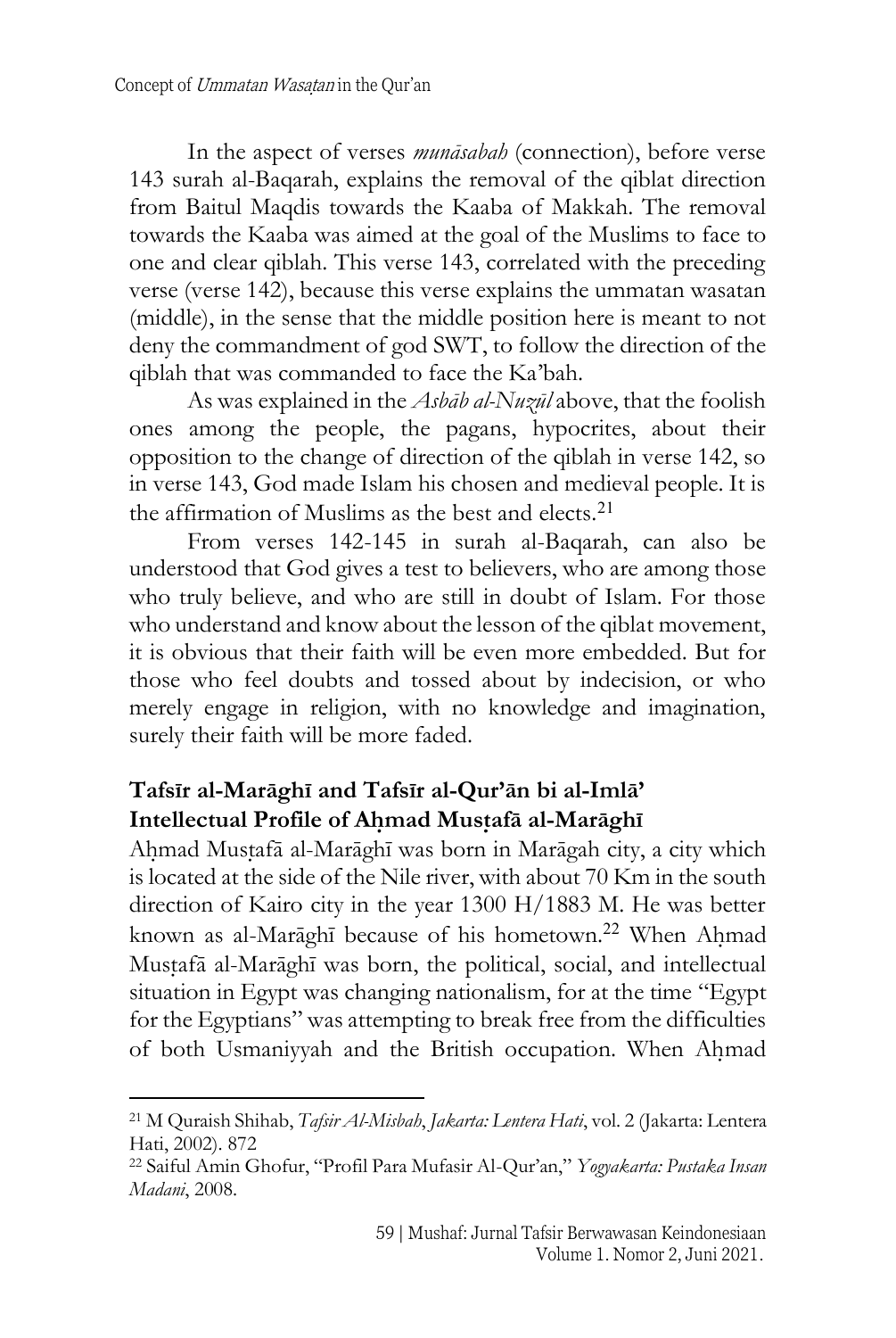In the aspect of verses *munāsabah* (connection), before verse 143 surah al-Baqarah, explains the removal of the qiblat direction from Baitul Maqdis towards the Kaaba of Makkah. The removal towards the Kaaba was aimed at the goal of the Muslims to face to one and clear qiblah. This verse 143, correlated with the preceding verse (verse 142), because this verse explains the ummatan wasatan (middle), in the sense that the middle position here is meant to not deny the commandment of god SWT, to follow the direction of the qiblah that was commanded to face the Ka'bah.

As was explained in the *Asbāb al-Nuzūl* above, that the foolish ones among the people, the pagans, hypocrites, about their opposition to the change of direction of the qiblah in verse 142, so in verse 143, God made Islam his chosen and medieval people. It is the affirmation of Muslims as the best and elects.[21]

From verses 142-145 in surah al-Baqarah, can also be understood that God gives a test to believers, who are among those who truly believe, and who are still in doubt of Islam. For those who understand and know about the lesson of the qiblat movement, it is obvious that their faith will be even more embedded. But for those who feel doubts and tossed about by indecision, or who merely engage in religion, with no knowledge and imagination, surely their faith will be more faded.

## Tafsīr al-Marāghī and Tafsīr al-Qur'ān bi al-Imlā'

### Intellectual Profile of Aḥmad Musṭafā al-Marāghī

Aḥmad Musṭafā al-Marāghī was born in Marāgah city, a city which is located at the side of the Nile river, with about 70 Km in the south direction of Kairo city in the year 1300 H/1883 M. He was better known as al-Marāghī because of his hometown.[22] When Aḥmad Musṭafā al-Marāghī was born, the political, social, and intellectual situation in Egypt was changing nationalism, for at the time "Egypt for the Egyptians" was attempting to break free from the difficulties of both Usmaniyyah and the British occupation. When Aḥmad

---

[21] M Quraish Shihab, *Tafsir Al-Misbah*, *Jakarta: Lentera Hati*, vol. 2 (Jakarta: Lentera Hati, 2002). 872

[22] Saiful Amin Ghofur, "Profil Para Mufasir Al-Qur'an," *Yogyakarta: Pustaka Insan Madani*, 2008.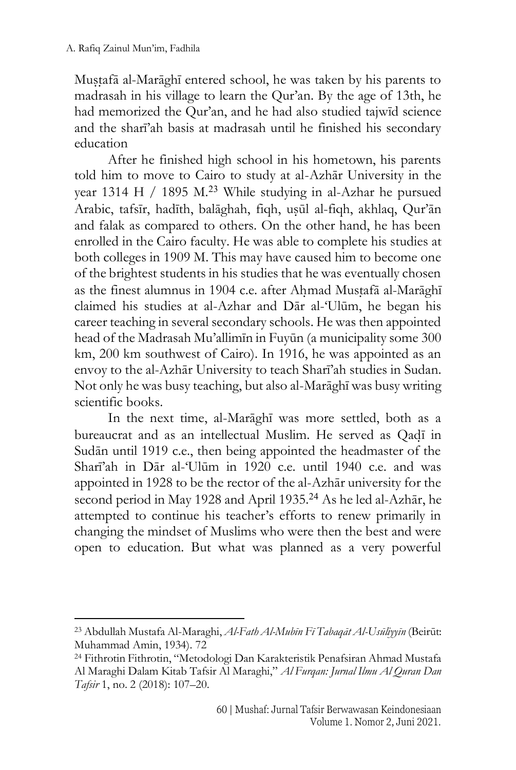Muṣṭafā al-Marāghī entered school, he was taken by his parents to madrasah in his village to learn the Qur'an. By the age of 13th, he had memorized the Qur'an, and he had also studied tajwīd science and the sharī'ah basis at madrasah until he finished his secondary education

After he finished high school in his hometown, his parents told him to move to Cairo to study at al-Azhār University in the year 1314 H / 1895 M.[23] While studying in al-Azhar he pursued Arabic, tafsīr, hadīth, balāghah, fiqh, uṣūl al-fiqh, akhlaq, Qur'ān and falak as compared to others. On the other hand, he has been enrolled in the Cairo faculty. He was able to complete his studies at both colleges in 1909 M. This may have caused him to become one of the brightest students in his studies that he was eventually chosen as the finest alumnus in 1904 c.e. after Aḥmad Muṣṭafā al-Marāghī claimed his studies at al-Azhar and Dār al-'Ulūm, he began his career teaching in several secondary schools. He was then appointed head of the Madrasah Mu'allimīn in Fuyūn (a municipality some 300 km, 200 km southwest of Cairo). In 1916, he was appointed as an envoy to the al-Azhār University to teach Sharī'ah studies in Sudan. Not only he was busy teaching, but also al-Marāghī was busy writing scientific books.

In the next time, al-Marāghī was more settled, both as a bureaucrat and as an intellectual Muslim. He served as Qaḍī in Sudān until 1919 c.e., then being appointed the headmaster of the Sharī'ah in Dār al-'Ulūm in 1920 c.e. until 1940 c.e. and was appointed in 1928 to be the rector of the al-Azhār university for the second period in May 1928 and April 1935.[24] As he led al-Azhār, he attempted to continue his teacher's efforts to renew primarily in changing the mindset of Muslims who were then the best and were open to education. But what was planned as a very powerful

---

[23] Abdullah Mustafa Al-Maraghi, *Al-Fath Al-Mubīn Fī Tabaqāt Al-Usūliyyīn* (Beirūt: Muhammad Amin, 1934). 72

[24] Fithrotin Fithrotin, "Metodologi Dan Karakteristik Penafsiran Ahmad Mustafa Al Maraghi Dalam Kitab Tafsir Al Maraghi," *Al Furqan: Jurnal Ilmu Al Quran Dan Tafsir* 1, no. 2 (2018): 107–20.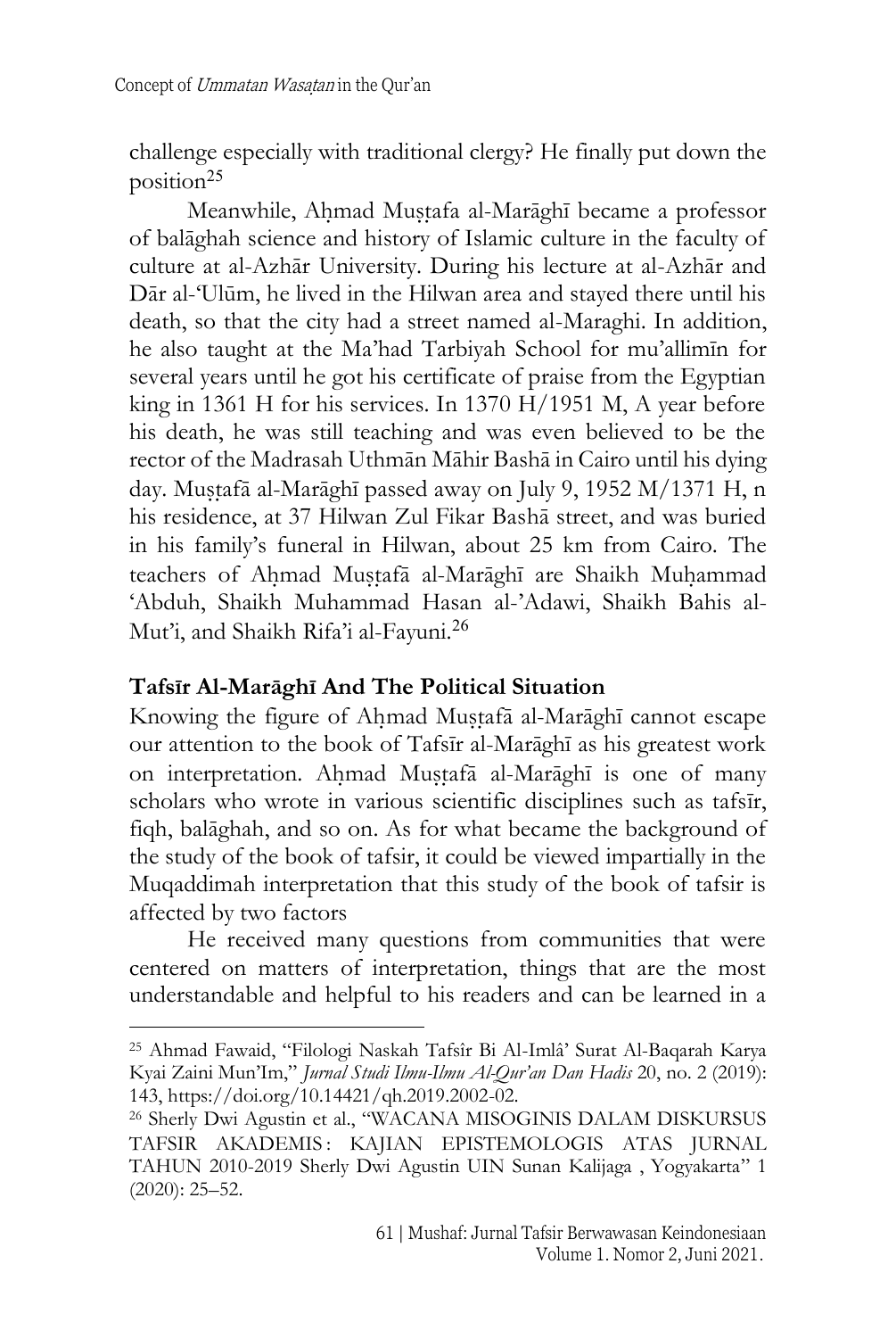challenge especially with traditional clergy? He finally put down the position[25]

Meanwhile, Aḥmad Muṣṭafa al-Marāghī became a professor of balāghah science and history of Islamic culture in the faculty of culture at al-Azhār University. During his lecture at al-Azhār and Dār al-'Ulūm, he lived in the Hilwan area and stayed there until his death, so that the city had a street named al-Maraghi. In addition, he also taught at the Ma'had Tarbiyah School for mu'allimīn for several years until he got his certificate of praise from the Egyptian king in 1361 H for his services. In 1370 H/1951 M, A year before his death, he was still teaching and was even believed to be the rector of the Madrasah Uthmān Māhir Bashā in Cairo until his dying day. Muṣṭafā al-Marāghī passed away on July 9, 1952 M/1371 H, n his residence, at 37 Hilwan Zul Fikar Bashā street, and was buried in his family's funeral in Hilwan, about 25 km from Cairo. The teachers of Aḥmad Muṣṭafā al-Marāghī are Shaikh Muḥammad 'Abduh, Shaikh Muhammad Hasan al-'Adawi, Shaikh Bahis al-Mut'i, and Shaikh Rifa'i al-Fayuni.[26]

## Tafsīr Al-Marāghī And The Political Situation

Knowing the figure of Aḥmad Muṣṭafā al-Marāghī cannot escape our attention to the book of Tafsīr al-Marāghī as his greatest work on interpretation. Aḥmad Muṣṭafā al-Marāghī is one of many scholars who wrote in various scientific disciplines such as tafsīr, fiqh, balāghah, and so on. As for what became the background of the study of the book of tafsir, it could be viewed impartially in the Muqaddimah interpretation that this study of the book of tafsir is affected by two factors

He received many questions from communities that were centered on matters of interpretation, things that are the most understandable and helpful to his readers and can be learned in a

---

[25] Ahmad Fawaid, "Filologi Naskah Tafsîr Bi Al-Imlâ' Surat Al-Baqarah Karya Kyai Zaini Mun'Im," *Jurnal Studi Ilmu-Ilmu Al-Qur'an Dan Hadis* 20, no. 2 (2019): 143, https://doi.org/10.14421/qh.2019.2002-02.

[26] Sherly Dwi Agustin et al., "WACANA MISOGINIS DALAM DISKURSUS TAFSIR AKADEMIS : KAJIAN EPISTEMOLOGIS ATAS JURNAL TAHUN 2010-2019 Sherly Dwi Agustin UIN Sunan Kalijaga , Yogyakarta" 1 (2020): 25–52.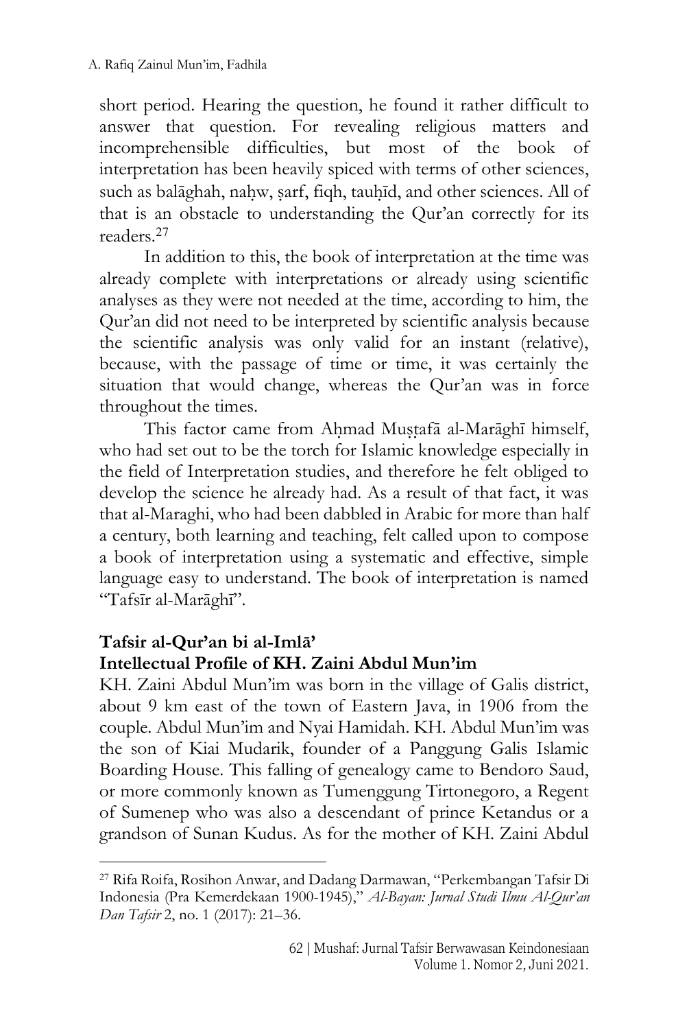short period. Hearing the question, he found it rather difficult to answer that question. For revealing religious matters and incomprehensible difficulties, but most of the book of interpretation has been heavily spiced with terms of other sciences, such as balāghah, naḥw, ṣarf, fiqh, tauḥīd, and other sciences. All of that is an obstacle to understanding the Qur'an correctly for its readers.[27]

In addition to this, the book of interpretation at the time was already complete with interpretations or already using scientific analyses as they were not needed at the time, according to him, the Qur'an did not need to be interpreted by scientific analysis because the scientific analysis was only valid for an instant (relative), because, with the passage of time or time, it was certainly the situation that would change, whereas the Qur'an was in force throughout the times.

This factor came from Aḥmad Muṣṭafā al-Marāghī himself, who had set out to be the torch for Islamic knowledge especially in the field of Interpretation studies, and therefore he felt obliged to develop the science he already had. As a result of that fact, it was that al-Maraghi, who had been dabbled in Arabic for more than half a century, both learning and teaching, felt called upon to compose a book of interpretation using a systematic and effective, simple language easy to understand. The book of interpretation is named "Tafsīr al-Marāghī".

## Tafsir al-Qur'an bi al-Imlā'

### Intellectual Profile of KH. Zaini Abdul Mun'im

KH. Zaini Abdul Mun'im was born in the village of Galis district, about 9 km east of the town of Eastern Java, in 1906 from the couple. Abdul Mun'im and Nyai Hamidah. KH. Abdul Mun'im was the son of Kiai Mudarik, founder of a Panggung Galis Islamic Boarding House. This falling of genealogy came to Bendoro Saud, or more commonly known as Tumenggung Tirtonegoro, a Regent of Sumenep who was also a descendant of prince Ketandus or a grandson of Sunan Kudus. As for the mother of KH. Zaini Abdul

---

[27] Rifa Roifa, Rosihon Anwar, and Dadang Darmawan, "Perkembangan Tafsir Di Indonesia (Pra Kemerdekaan 1900-1945)," *Al-Bayan: Jurnal Studi Ilmu Al-Qur'an Dan Tafsir* 2, no. 1 (2017): 21–36.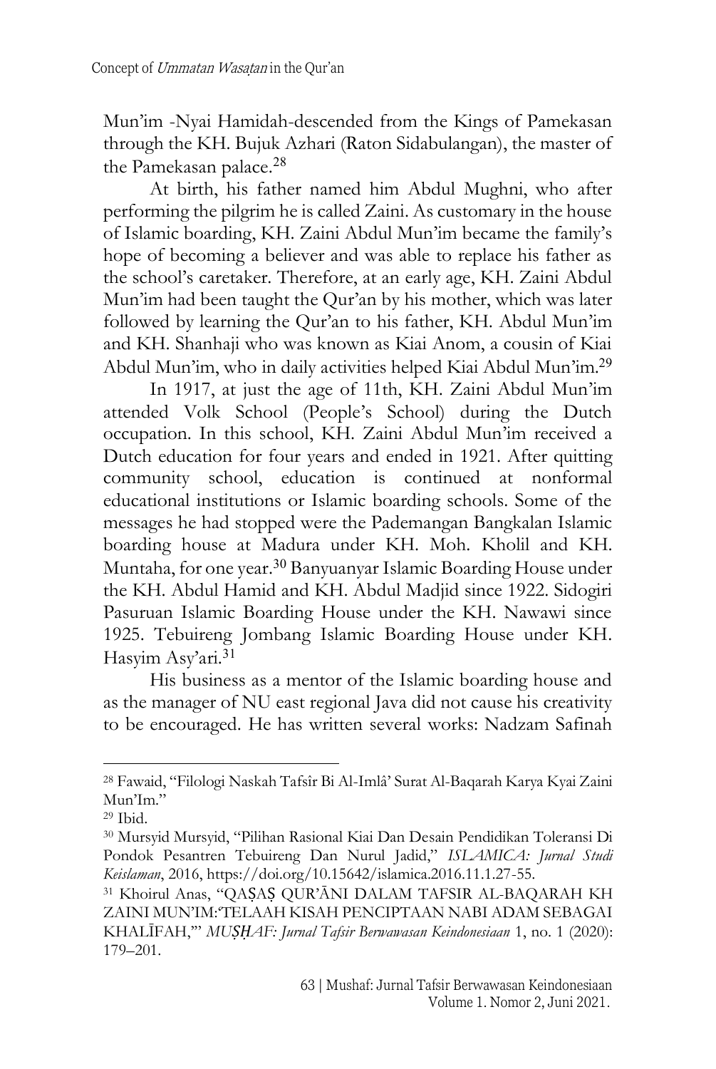Mun'im -Nyai Hamidah-descended from the Kings of Pamekasan through the KH. Bujuk Azhari (Raton Sidabulangan), the master of the Pamekasan palace.[28]

At birth, his father named him Abdul Mughni, who after performing the pilgrim he is called Zaini. As customary in the house of Islamic boarding, KH. Zaini Abdul Mun'im became the family's hope of becoming a believer and was able to replace his father as the school's caretaker. Therefore, at an early age, KH. Zaini Abdul Mun'im had been taught the Qur'an by his mother, which was later followed by learning the Qur'an to his father, KH. Abdul Mun'im and KH. Shanhaji who was known as Kiai Anom, a cousin of Kiai Abdul Mun'im, who in daily activities helped Kiai Abdul Mun'im.[29]

In 1917, at just the age of 11th, KH. Zaini Abdul Mun'im attended Volk School (People's School) during the Dutch occupation. In this school, KH. Zaini Abdul Mun'im received a Dutch education for four years and ended in 1921. After quitting community school, education is continued at nonformal educational institutions or Islamic boarding schools. Some of the messages he had stopped were the Pademangan Bangkalan Islamic boarding house at Madura under KH. Moh. Kholil and KH. Muntaha, for one year.[30] Banyuanyar Islamic Boarding House under the KH. Abdul Hamid and KH. Abdul Madjid since 1922. Sidogiri Pasuruan Islamic Boarding House under the KH. Nawawi since 1925. Tebuireng Jombang Islamic Boarding House under KH. Hasyim Asy'ari.[31]

His business as a mentor of the Islamic boarding house and as the manager of NU east regional Java did not cause his creativity to be encouraged. He has written several works: Nadzam Safinah

---

[28] Fawaid, "Filologi Naskah Tafsîr Bi Al-Imlâ' Surat Al-Baqarah Karya Kyai Zaini Mun'Im."

[29] Ibid.

[30] Mursyid Mursyid, "Pilihan Rasional Kiai Dan Desain Pendidikan Toleransi Di Pondok Pesantren Tebuireng Dan Nurul Jadid," *ISLAMICA: Jurnal Studi Keislaman*, 2016, https://doi.org/10.15642/islamica.2016.11.1.27-55.

[31] Khoirul Anas, "QAṢAṢ QUR'ĀNI DALAM TAFSIR AL-BAQARAH KH ZAINI MUN'IM:'TELAAH KISAH PENCIPTAAN NABI ADAM SEBAGAI KHALĪFAH,'" *MUṢḤAF: Jurnal Tafsir Berwawasan Keindonesiaan* 1, no. 1 (2020): 179–201.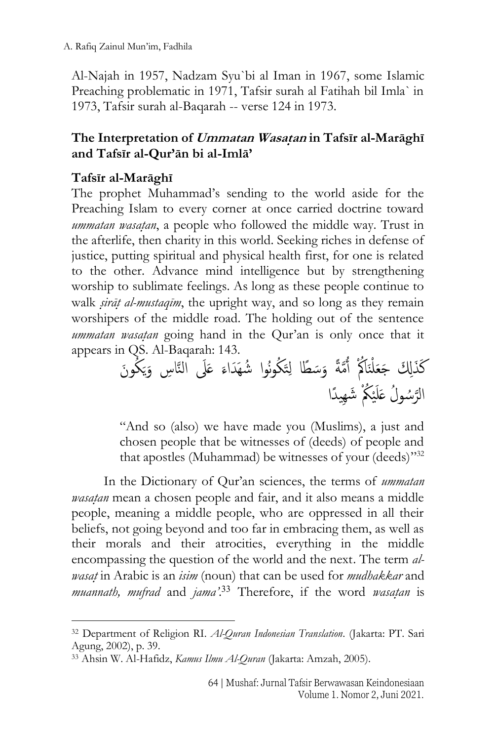Al-Najah in 1957, Nadzam Syu`bi al Iman in 1967, some Islamic Preaching problematic in 1971, Tafsir surah al Fatihah bil Imla` in 1973, Tafsir surah al-Baqarah -- verse 124 in 1973.

## The Interpretation of *Ummatan Wasaṭan* in Tafsīr al-Marāghī and Tafsīr al-Qur'ān bi al-Imlā'

### Tafsīr al-Marāghī

The prophet Muhammad's sending to the world aside for the Preaching Islam to every corner at once carried doctrine toward *ummatan wasaṭan*, a people who followed the middle way. Trust in the afterlife, then charity in this world. Seeking riches in defense of justice, putting spiritual and physical health first, for one is related to the other. Advance mind intelligence but by strengthening worship to sublimate feelings. As long as these people continue to walk *ṣirāṭ al-mustaqīm*, the upright way, and so long as they remain worshipers of the middle road. The holding out of the sentence *ummatan wasaṭan* going hand in the Qur'an is only once that it appears in QS. Al-Baqarah: 143.

كَذَلِكَ جَعَلْنَاكُمْ أُمَّةً وَسَطًا لِتَكُونُوا شُهَدَاءَ عَلَى النَّاسِ وَيَكُونَ الرَّسُولُ عَلَيْكُمْ شَهِيدًا

> "And so (also) we have made you (Muslims), a just and chosen people that be witnesses of (deeds) of people and that apostles (Muhammad) be witnesses of your (deeds)"[32]

In the Dictionary of Qur'an sciences, the terms of *ummatan wasaṭan* mean a chosen people and fair, and it also means a middle people, meaning a middle people, who are oppressed in all their beliefs, not going beyond and too far in embracing them, as well as their morals and their atrocities, everything in the middle encompassing the question of the world and the next. The term *al-wasaṭ* in Arabic is an *isim* (noun) that can be used for *mudhakkar* and *muannath, mufrad* and *jama'*.[33] Therefore, if the word *wasaṭan* is

---

[32] Department of Religion RI. *Al-Quran Indonesian Translation*. (Jakarta: PT. Sari Agung, 2002), p. 39.

[33] Ahsin W. Al-Hafidz, *Kamus Ilmu Al-Quran* (Jakarta: Amzah, 2005).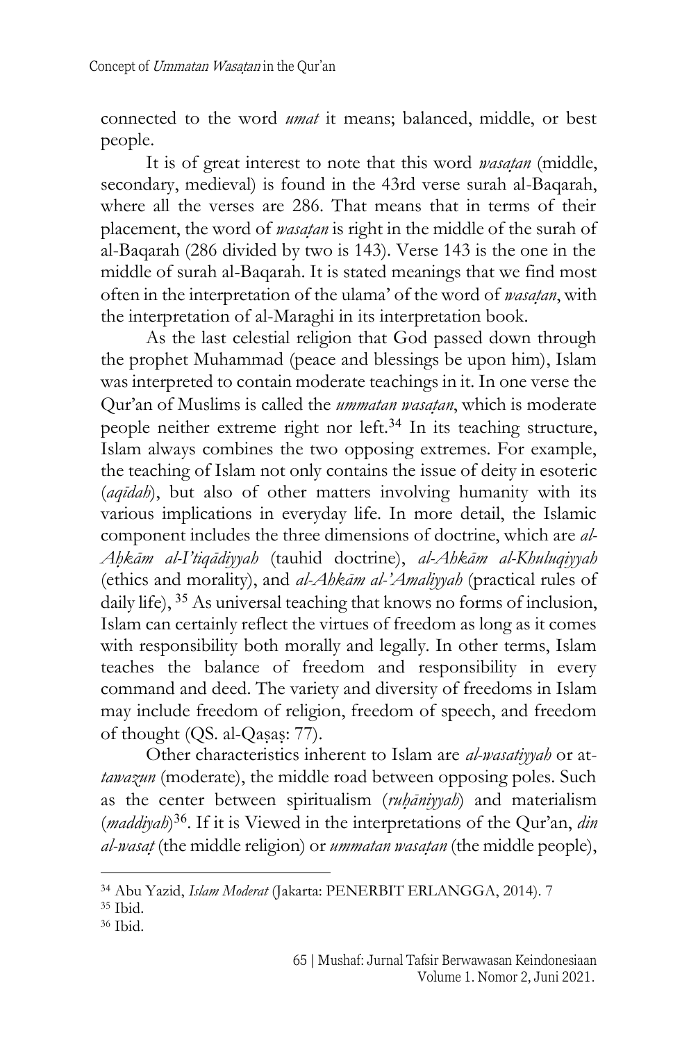connected to the word *umat* it means; balanced, middle, or best people.

It is of great interest to note that this word *wasaṭan* (middle, secondary, medieval) is found in the 43rd verse surah al-Baqarah, where all the verses are 286. That means that in terms of their placement, the word of *wasaṭan* is right in the middle of the surah of al-Baqarah (286 divided by two is 143). Verse 143 is the one in the middle of surah al-Baqarah. It is stated meanings that we find most often in the interpretation of the ulama' of the word of *wasaṭan*, with the interpretation of al-Maraghi in its interpretation book.

As the last celestial religion that God passed down through the prophet Muhammad (peace and blessings be upon him), Islam was interpreted to contain moderate teachings in it. In one verse the Qur'an of Muslims is called the *ummatan wasaṭan*, which is moderate people neither extreme right nor left.[34] In its teaching structure, Islam always combines the two opposing extremes. For example, the teaching of Islam not only contains the issue of deity in esoteric (*aqīdah*), but also of other matters involving humanity with its various implications in everyday life. In more detail, the Islamic component includes the three dimensions of doctrine, which are *al-Aḥkām al-I'tiqādiyyah* (tauhid doctrine), *al-Ahkām al-Khuluqiyyah* (ethics and morality), and *al-Ahkām al-'Amaliyyah* (practical rules of daily life), [35] As universal teaching that knows no forms of inclusion, Islam can certainly reflect the virtues of freedom as long as it comes with responsibility both morally and legally. In other terms, Islam teaches the balance of freedom and responsibility in every command and deed. The variety and diversity of freedoms in Islam may include freedom of religion, freedom of speech, and freedom of thought (QS. al-Qaṣaṣ: 77).

Other characteristics inherent to Islam are *al-wasatiyyah* or at-*tawazun* (moderate), the middle road between opposing poles. Such as the center between spiritualism (*ruḥāniyyah*) and materialism (*maddiyah*)[36]. If it is Viewed in the interpretations of the Qur'an, *din al-wasaṭ* (the middle religion) or *ummatan wasaṭan* (the middle people),

---

[34] Abu Yazid, *Islam Moderat* (Jakarta: PENERBIT ERLANGGA, 2014). 7

[35] Ibid.

[36] Ibid.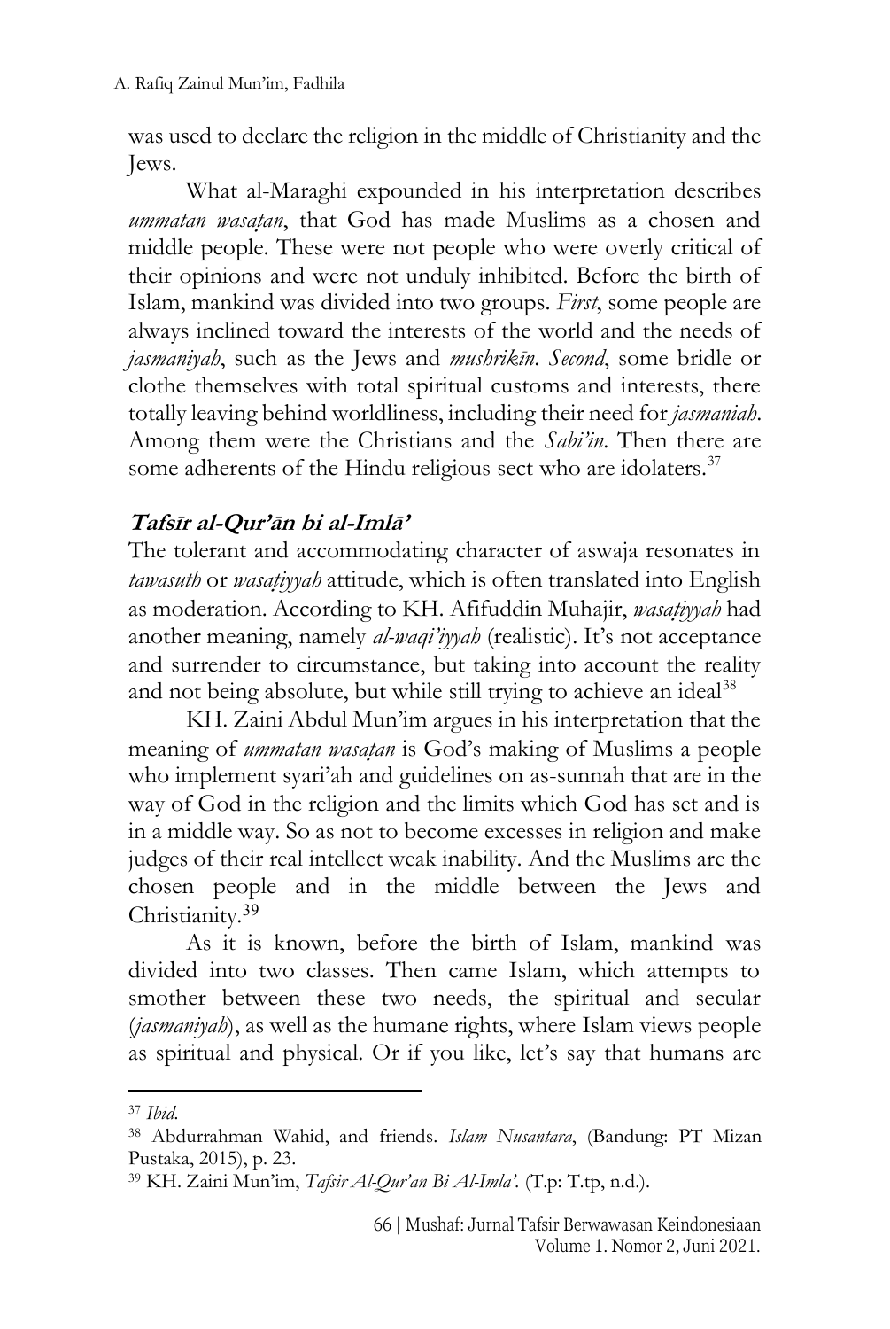was used to declare the religion in the middle of Christianity and the Jews.

What al-Maraghi expounded in his interpretation describes *ummatan wasaṭan*, that God has made Muslims as a chosen and middle people. These were not people who were overly critical of their opinions and were not unduly inhibited. Before the birth of Islam, mankind was divided into two groups. *First*, some people are always inclined toward the interests of the world and the needs of *jasmaniyah*, such as the Jews and *mushrikīn*. *Second*, some bridle or clothe themselves with total spiritual customs and interests, there totally leaving behind worldliness, including their need for *jasmaniah*. Among them were the Christians and the *Sabi'in*. Then there are some adherents of the Hindu religious sect who are idolaters.[37]

### ***Tafsīr al-Qur'ān bi al-Imlā'***

The tolerant and accommodating character of aswaja resonates in *tawasuth* or *wasaṭiyyah* attitude, which is often translated into English as moderation. According to KH. Afifuddin Muhajir, *wasaṭiyyah* had another meaning, namely *al-waqi'iyyah* (realistic). It's not acceptance and surrender to circumstance, but taking into account the reality and not being absolute, but while still trying to achieve an ideal[38]

KH. Zaini Abdul Mun'im argues in his interpretation that the meaning of *ummatan wasaṭan* is God's making of Muslims a people who implement syari'ah and guidelines on as-sunnah that are in the way of God in the religion and the limits which God has set and is in a middle way. So as not to become excesses in religion and make judges of their real intellect weak inability. And the Muslims are the chosen people and in the middle between the Jews and Christianity.[39]

As it is known, before the birth of Islam, mankind was divided into two classes. Then came Islam, which attempts to smother between these two needs, the spiritual and secular (*jasmaniyah*), as well as the humane rights, where Islam views people as spiritual and physical. Or if you like, let's say that humans are

---

[37] *Ibid.*

[38] Abdurrahman Wahid, and friends. *Islam Nusantara*, (Bandung: PT Mizan Pustaka, 2015), p. 23.

[39] KH. Zaini Mun'im, *Tafsir Al-Qur'an Bi Al-Imla'*. (T.p: T.tp, n.d.).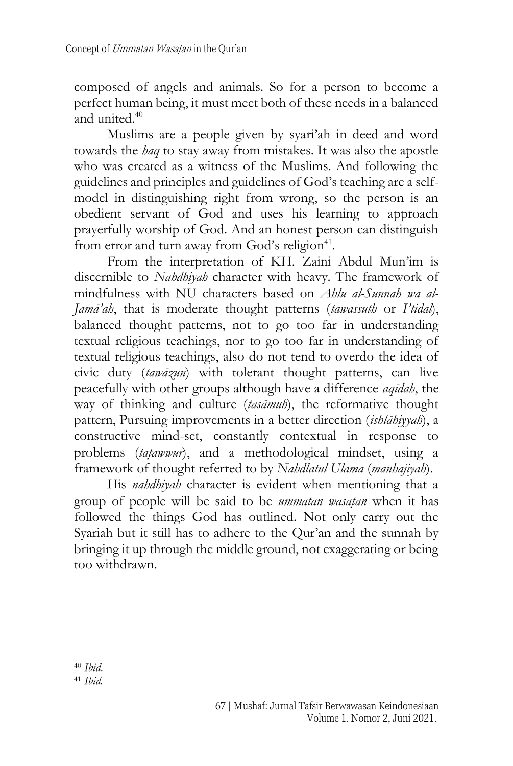composed of angels and animals. So for a person to become a perfect human being, it must meet both of these needs in a balanced and united.[40]

Muslims are a people given by syari'ah in deed and word towards the *haq* to stay away from mistakes. It was also the apostle who was created as a witness of the Muslims. And following the guidelines and principles and guidelines of God's teaching are a self-model in distinguishing right from wrong, so the person is an obedient servant of God and uses his learning to approach prayerfully worship of God. And an honest person can distinguish from error and turn away from God's religion[41].

From the interpretation of KH. Zaini Abdul Mun'im is discernible to *Nahdhiyah* character with heavy. The framework of mindfulness with NU characters based on *Ahlu al-Sunnah wa al-Jamā'ah*, that is moderate thought patterns (*tawassuth* or *I'tidal*), balanced thought patterns, not to go too far in understanding textual religious teachings, nor to go too far in understanding of textual religious teachings, also do not tend to overdo the idea of civic duty (*tawāzun*) with tolerant thought patterns, can live peacefully with other groups although have a difference *aqīdah*, the way of thinking and culture (*tasāmuh*), the reformative thought pattern, Pursuing improvements in a better direction (*ishlāhiyyah*), a constructive mind-set, constantly contextual in response to problems (*taṭawwur*), and a methodological mindset, using a framework of thought referred to by *Nahdlatul Ulama* (*manhajiyah*).

His *nahdhiyah* character is evident when mentioning that a group of people will be said to be *ummatan wasaṭan* when it has followed the things God has outlined. Not only carry out the Syariah but it still has to adhere to the Qur'an and the sunnah by bringing it up through the middle ground, not exaggerating or being too withdrawn.

---

[40] *Ibid.*

[41] *Ibid.*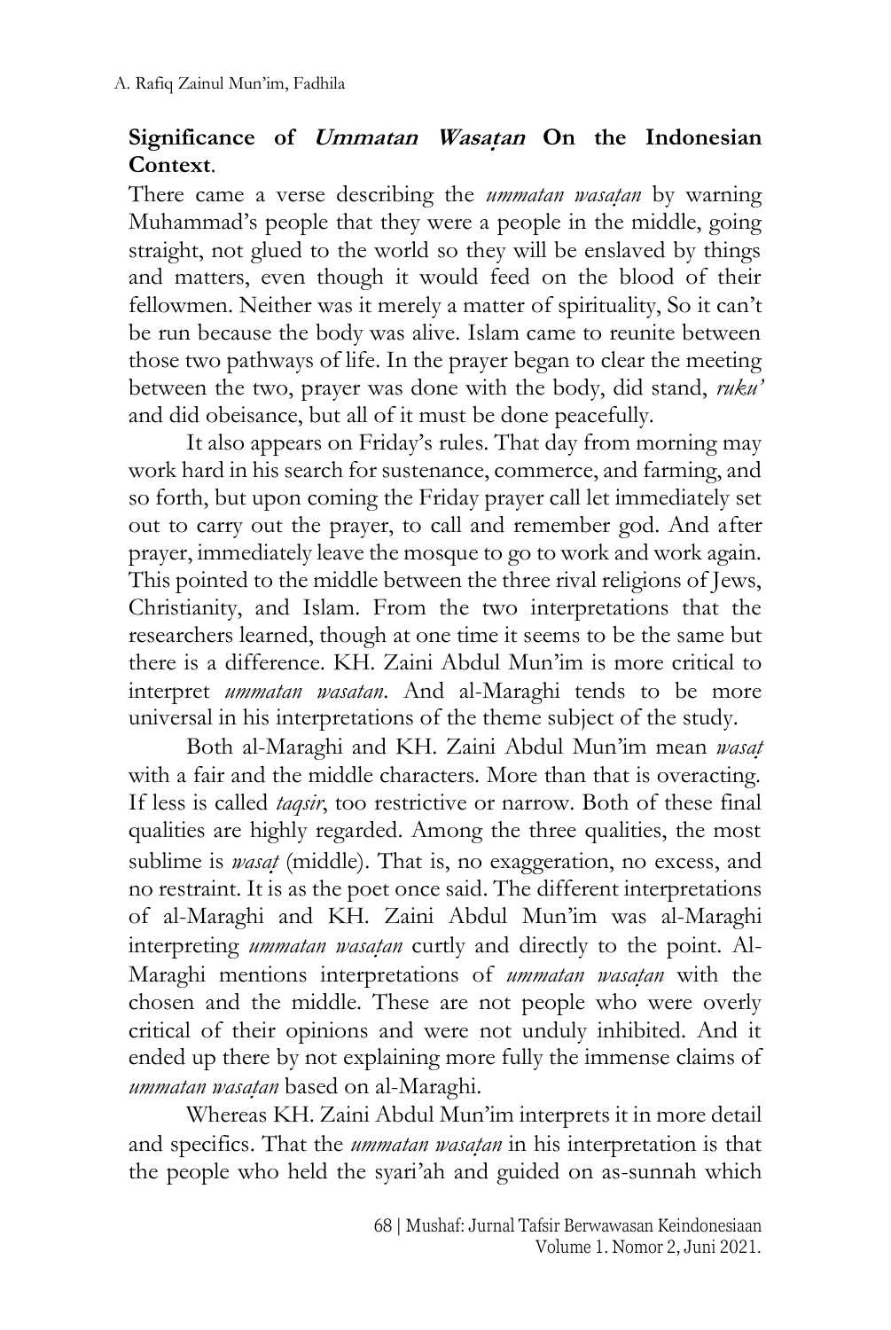## **Significance of *Ummatan Wasaṭan* On the Indonesian Context**.

There came a verse describing the *ummatan wasaṭan* by warning Muhammad's people that they were a people in the middle, going straight, not glued to the world so they will be enslaved by things and matters, even though it would feed on the blood of their fellowmen. Neither was it merely a matter of spirituality, So it can't be run because the body was alive. Islam came to reunite between those two pathways of life. In the prayer began to clear the meeting between the two, prayer was done with the body, did stand, *ruku'* and did obeisance, but all of it must be done peacefully.

It also appears on Friday's rules. That day from morning may work hard in his search for sustenance, commerce, and farming, and so forth, but upon coming the Friday prayer call let immediately set out to carry out the prayer, to call and remember god. And after prayer, immediately leave the mosque to go to work and work again. This pointed to the middle between the three rival religions of Jews, Christianity, and Islam. From the two interpretations that the researchers learned, though at one time it seems to be the same but there is a difference. KH. Zaini Abdul Mun'im is more critical to interpret *ummatan wasatan*. And al-Maraghi tends to be more universal in his interpretations of the theme subject of the study.

Both al-Maraghi and KH. Zaini Abdul Mun'im mean *wasaṭ* with a fair and the middle characters. More than that is overacting. If less is called *taqsir*, too restrictive or narrow. Both of these final qualities are highly regarded. Among the three qualities, the most sublime is *wasaṭ* (middle). That is, no exaggeration, no excess, and no restraint. It is as the poet once said. The different interpretations of al-Maraghi and KH. Zaini Abdul Mun'im was al-Maraghi interpreting *ummatan wasaṭan* curtly and directly to the point. Al-Maraghi mentions interpretations of *ummatan wasaṭan* with the chosen and the middle. These are not people who were overly critical of their opinions and were not unduly inhibited. And it ended up there by not explaining more fully the immense claims of *ummatan wasaṭan* based on al-Maraghi.

Whereas KH. Zaini Abdul Mun'im interprets it in more detail and specifics. That the *ummatan wasaṭan* in his interpretation is that the people who held the syari'ah and guided on as-sunnah which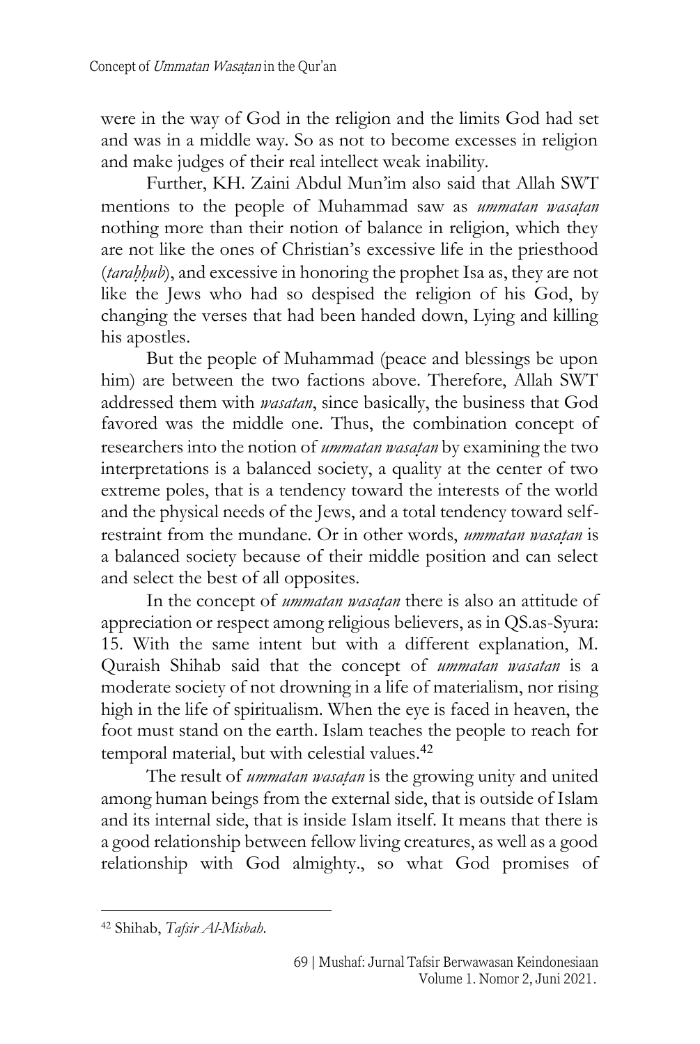were in the way of God in the religion and the limits God had set and was in a middle way. So as not to become excesses in religion and make judges of their real intellect weak inability.

Further, KH. Zaini Abdul Mun'im also said that Allah SWT mentions to the people of Muhammad saw as *ummatan wasaṭan* nothing more than their notion of balance in religion, which they are not like the ones of Christian's excessive life in the priesthood (*taraḥḥub*), and excessive in honoring the prophet Isa as, they are not like the Jews who had so despised the religion of his God, by changing the verses that had been handed down, Lying and killing his apostles.

But the people of Muhammad (peace and blessings be upon him) are between the two factions above. Therefore, Allah SWT addressed them with *wasatan*, since basically, the business that God favored was the middle one. Thus, the combination concept of researchers into the notion of *ummatan wasaṭan* by examining the two interpretations is a balanced society, a quality at the center of two extreme poles, that is a tendency toward the interests of the world and the physical needs of the Jews, and a total tendency toward self-restraint from the mundane. Or in other words, *ummatan wasaṭan* is a balanced society because of their middle position and can select and select the best of all opposites.

In the concept of *ummatan wasaṭan* there is also an attitude of appreciation or respect among religious believers, as in QS.as-Syura: 15. With the same intent but with a different explanation, M. Quraish Shihab said that the concept of *ummatan wasatan* is a moderate society of not drowning in a life of materialism, nor rising high in the life of spiritualism. When the eye is faced in heaven, the foot must stand on the earth. Islam teaches the people to reach for temporal material, but with celestial values.[42]

The result of *ummatan wasaṭan* is the growing unity and united among human beings from the external side, that is outside of Islam and its internal side, that is inside Islam itself. It means that there is a good relationship between fellow living creatures, as well as a good relationship with God almighty., so what God promises of

[42] Shihab, *Tafsir Al-Misbah*.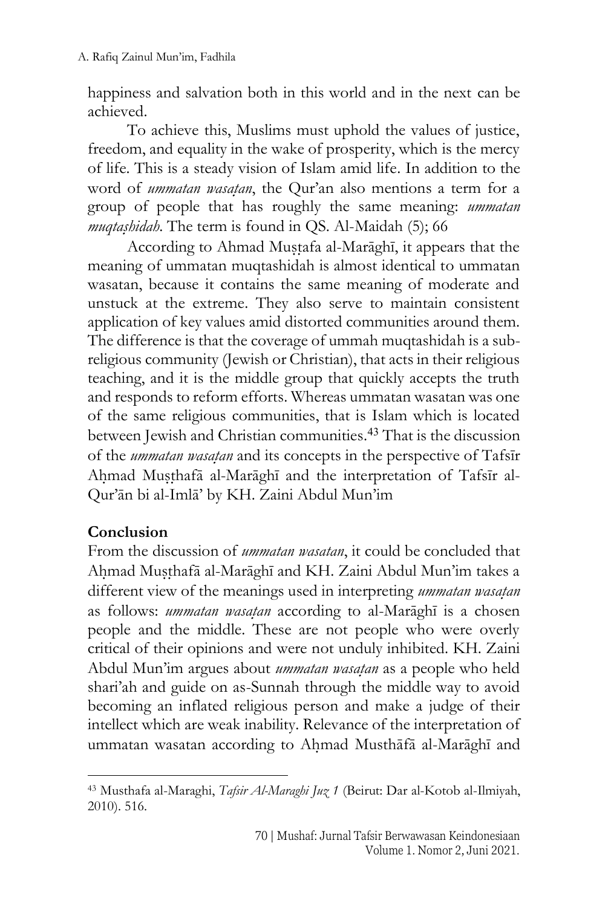happiness and salvation both in this world and in the next can be achieved.

To achieve this, Muslims must uphold the values of justice, freedom, and equality in the wake of prosperity, which is the mercy of life. This is a steady vision of Islam amid life. In addition to the word of *ummatan wasaṭan*, the Qur'an also mentions a term for a group of people that has roughly the same meaning: *ummatan muqtaṣhidah*. The term is found in QS. Al-Maidah (5); 66

According to Ahmad Muṣṭafa al-Marāghī, it appears that the meaning of ummatan muqtashidah is almost identical to ummatan wasatan, because it contains the same meaning of moderate and unstuck at the extreme. They also serve to maintain consistent application of key values amid distorted communities around them. The difference is that the coverage of ummah muqtashidah is a sub-religious community (Jewish or Christian), that acts in their religious teaching, and it is the middle group that quickly accepts the truth and responds to reform efforts. Whereas ummatan wasatan was one of the same religious communities, that is Islam which is located between Jewish and Christian communities.[43] That is the discussion of the *ummatan wasaṭan* and its concepts in the perspective of Tafsīr Aḥmad Muṣṭhafā al-Marāghī and the interpretation of Tafsīr al-Qur'ān bi al-Imlā' by KH. Zaini Abdul Mun'im

## Conclusion

From the discussion of *ummatan wasatan*, it could be concluded that Aḥmad Muṣṭhafā al-Marāghī and KH. Zaini Abdul Mun'im takes a different view of the meanings used in interpreting *ummatan wasaṭan* as follows: *ummatan wasaṭan* according to al-Marāghī is a chosen people and the middle. These are not people who were overly critical of their opinions and were not unduly inhibited. KH. Zaini Abdul Mun'im argues about *ummatan wasaṭan* as a people who held shari'ah and guide on as-Sunnah through the middle way to avoid becoming an inflated religious person and make a judge of their intellect which are weak inability. Relevance of the interpretation of ummatan wasatan according to Aḥmad Musthāfā al-Marāghī and

---

[43] Musthafa al-Maraghi, *Tafsir Al-Maraghi Juz 1* (Beirut: Dar al-Kotob al-Ilmiyah, 2010). 516.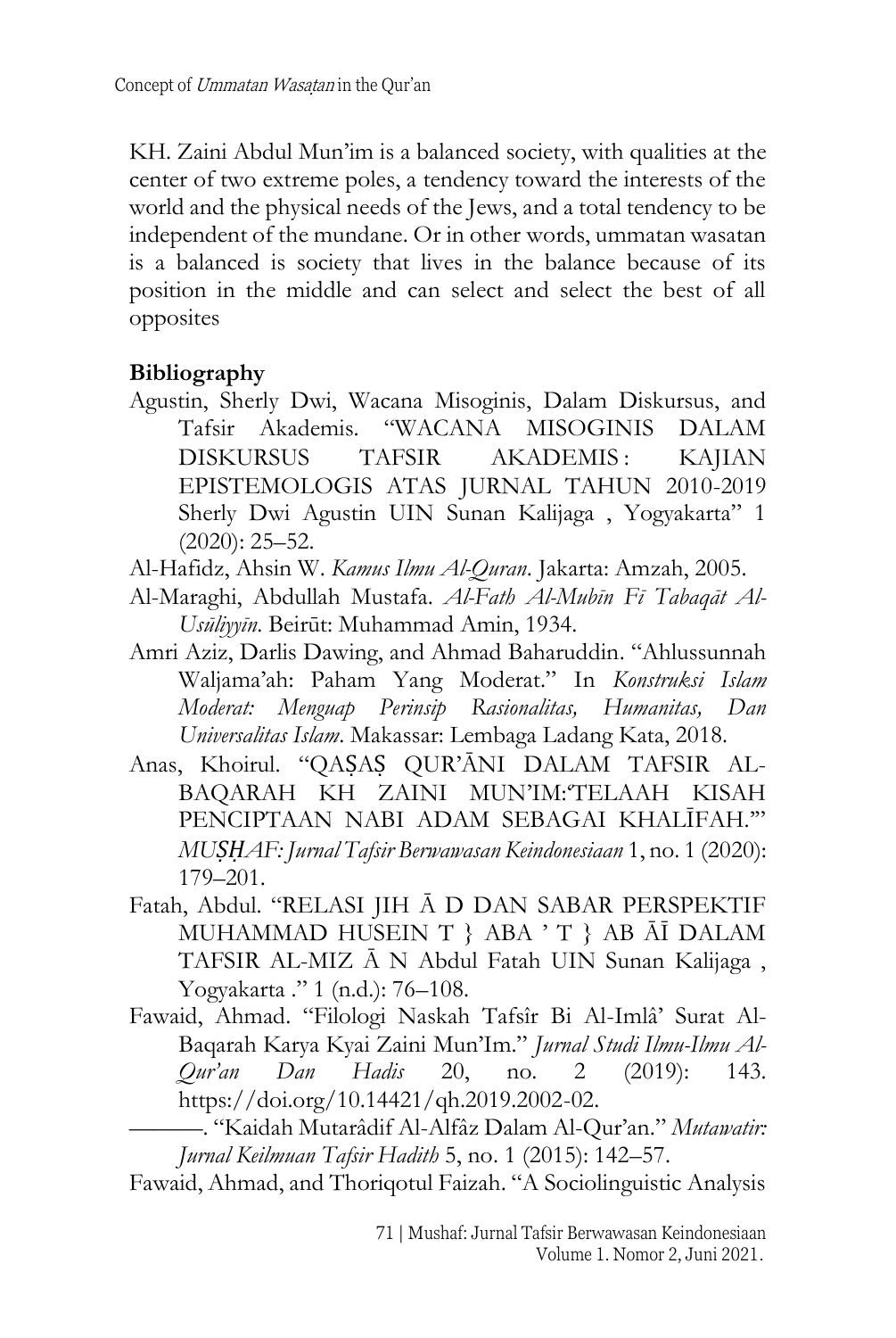KH. Zaini Abdul Mun'im is a balanced society, with qualities at the center of two extreme poles, a tendency toward the interests of the world and the physical needs of the Jews, and a total tendency to be independent of the mundane. Or in other words, ummatan wasatan is a balanced is society that lives in the balance because of its position in the middle and can select and select the best of all opposites

**Bibliography**

Agustin, Sherly Dwi, Wacana Misoginis, Dalam Diskursus, and Tafsir Akademis. "WACANA MISOGINIS DALAM DISKURSUS TAFSIR AKADEMIS : KAJIAN EPISTEMOLOGIS ATAS JURNAL TAHUN 2010-2019 Sherly Dwi Agustin UIN Sunan Kalijaga , Yogyakarta" 1 (2020): 25–52.

Al-Hafidz, Ahsin W. *Kamus Ilmu Al-Quran*. Jakarta: Amzah, 2005.

Al-Maraghi, Abdullah Mustafa. *Al-Fath Al-Mubīn Fī Tabaqāt Al-Usūliyyīn*. Beirūt: Muhammad Amin, 1934.

Amri Aziz, Darlis Dawing, and Ahmad Baharuddin. "Ahlussunnah Waljama'ah: Paham Yang Moderat." In *Konstruksi Islam Moderat: Menguap Perinsip Rasionalitas, Humanitas, Dan Universalitas Islam*. Makassar: Lembaga Ladang Kata, 2018.

Anas, Khoirul. "QAṢAṢ QUR'ĀNI DALAM TAFSIR AL-BAQARAH KH ZAINI MUN'IM:'TELAAH KISAH PENCIPTAAN NABI ADAM SEBAGAI KHALĪFAH.'" *MUṢḤAF: Jurnal Tafsir Berwawasan Keindonesiaan* 1, no. 1 (2020): 179–201.

Fatah, Abdul. "RELASI JIH Ā D DAN SABAR PERSPEKTIF MUHAMMAD HUSEIN T } ABA ' T } AB ĀĪ DALAM TAFSIR AL-MIZ Ā N Abdul Fatah UIN Sunan Kalijaga , Yogyakarta ." 1 (n.d.): 76–108.

Fawaid, Ahmad. "Filologi Naskah Tafsîr Bi Al-Imlâ' Surat Al-Baqarah Karya Kyai Zaini Mun'Im." *Jurnal Studi Ilmu-Ilmu Al-Qur'an Dan Hadis* 20, no. 2 (2019): 143. https://doi.org/10.14421/qh.2019.2002-02.

———. "Kaidah Mutarâdif Al-Alfâz Dalam Al-Qur'an." *Mutawatir: Jurnal Keilmuan Tafsir Hadith* 5, no. 1 (2015): 142–57.

Fawaid, Ahmad, and Thoriqotul Faizah. "A Sociolinguistic Analysis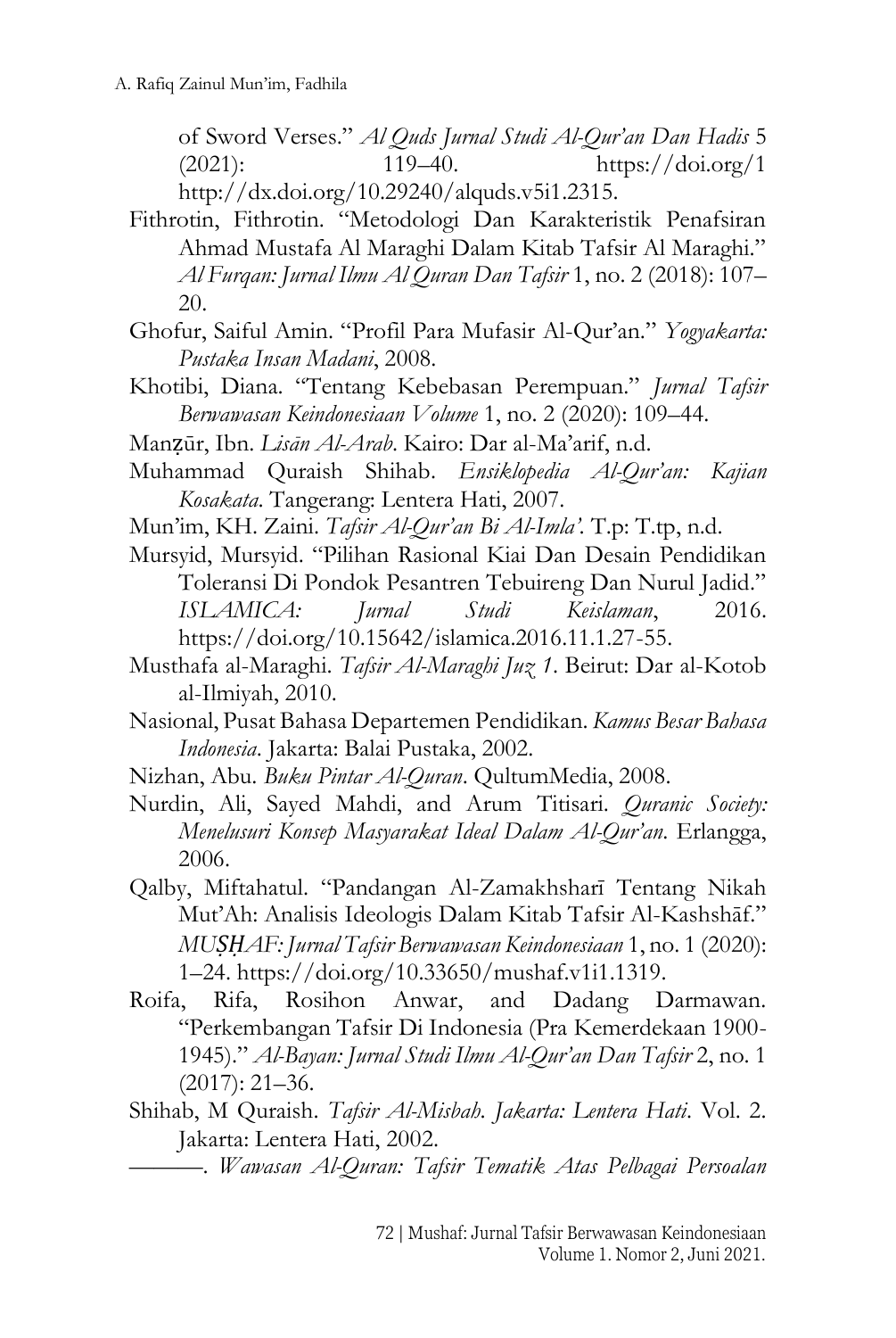of Sword Verses." *Al Quds Jurnal Studi Al-Qur'an Dan Hadis* 5 (2021): 119–40. https://doi.org/1 http://dx.doi.org/10.29240/alquds.v5i1.2315.

Fithrotin, Fithrotin. "Metodologi Dan Karakteristik Penafsiran Ahmad Mustafa Al Maraghi Dalam Kitab Tafsir Al Maraghi." *Al Furqan: Jurnal Ilmu Al Quran Dan Tafsir* 1, no. 2 (2018): 107–20.

Ghofur, Saiful Amin. "Profil Para Mufasir Al-Qur'an." *Yogyakarta: Pustaka Insan Madani*, 2008.

Khotibi, Diana. "Tentang Kebebasan Perempuan." *Jurnal Tafsir Berwawasan Keindonesiaan Volume* 1, no. 2 (2020): 109–44.

Manẓūr, Ibn. *Lisān Al-Arab*. Kairo: Dar al-Ma'arif, n.d.

Muhammad Quraish Shihab. *Ensiklopedia Al-Qur'an: Kajian Kosakata*. Tangerang: Lentera Hati, 2007.

Mun'im, KH. Zaini. *Tafsir Al-Qur'an Bi Al-Imla'*. T.p: T.tp, n.d.

Mursyid, Mursyid. "Pilihan Rasional Kiai Dan Desain Pendidikan Toleransi Di Pondok Pesantren Tebuireng Dan Nurul Jadid." *ISLAMICA: Jurnal Studi Keislaman*, 2016. https://doi.org/10.15642/islamica.2016.11.1.27-55.

Musthafa al-Maraghi. *Tafsir Al-Maraghi Juz 1*. Beirut: Dar al-Kotob al-Ilmiyah, 2010.

Nasional, Pusat Bahasa Departemen Pendidikan. *Kamus Besar Bahasa Indonesia*. Jakarta: Balai Pustaka, 2002.

Nizhan, Abu. *Buku Pintar Al-Quran*. QultumMedia, 2008.

Nurdin, Ali, Sayed Mahdi, and Arum Titisari. *Quranic Society: Menelusuri Konsep Masyarakat Ideal Dalam Al-Qur'an*. Erlangga, 2006.

Qalby, Miftahatul. "Pandangan Al-Zamakhsharī Tentang Nikah Mut'Ah: Analisis Ideologis Dalam Kitab Tafsir Al-Kashshāf." *MUṢḤAF: Jurnal Tafsir Berwawasan Keindonesiaan* 1, no. 1 (2020): 1–24. https://doi.org/10.33650/mushaf.v1i1.1319.

Roifa, Rifa, Rosihon Anwar, and Dadang Darmawan. "Perkembangan Tafsir Di Indonesia (Pra Kemerdekaan 1900-1945)." *Al-Bayan: Jurnal Studi Ilmu Al-Qur'an Dan Tafsir* 2, no. 1 (2017): 21–36.

Shihab, M Quraish. *Tafsir Al-Misbah. Jakarta: Lentera Hati*. Vol. 2. Jakarta: Lentera Hati, 2002.

———. *Wawasan Al-Quran: Tafsir Tematik Atas Pelbagai Persoalan*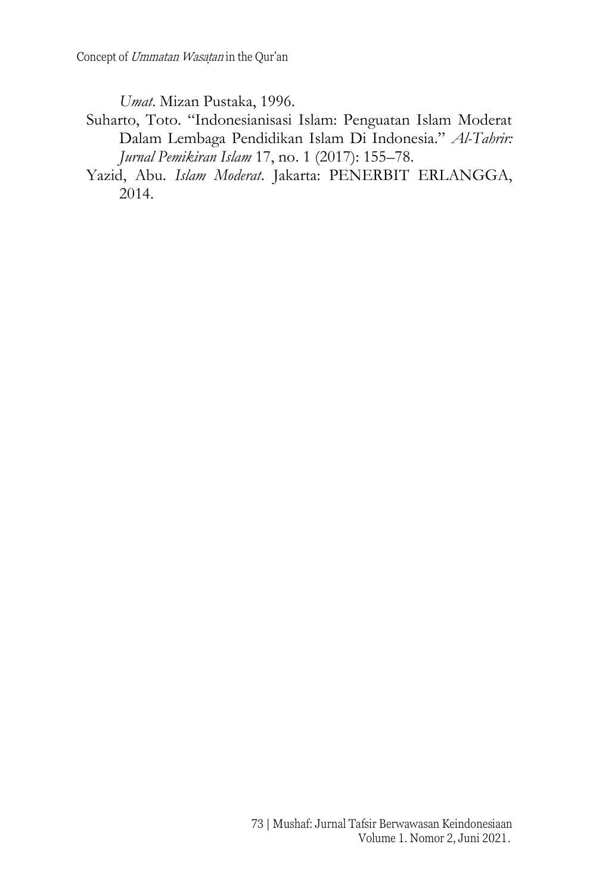*Umat*. Mizan Pustaka, 1996.

Suharto, Toto. "Indonesianisasi Islam: Penguatan Islam Moderat Dalam Lembaga Pendidikan Islam Di Indonesia." *Al-Tahrir: Jurnal Pemikiran Islam* 17, no. 1 (2017): 155–78.

Yazid, Abu. *Islam Moderat*. Jakarta: PENERBIT ERLANGGA, 2014.